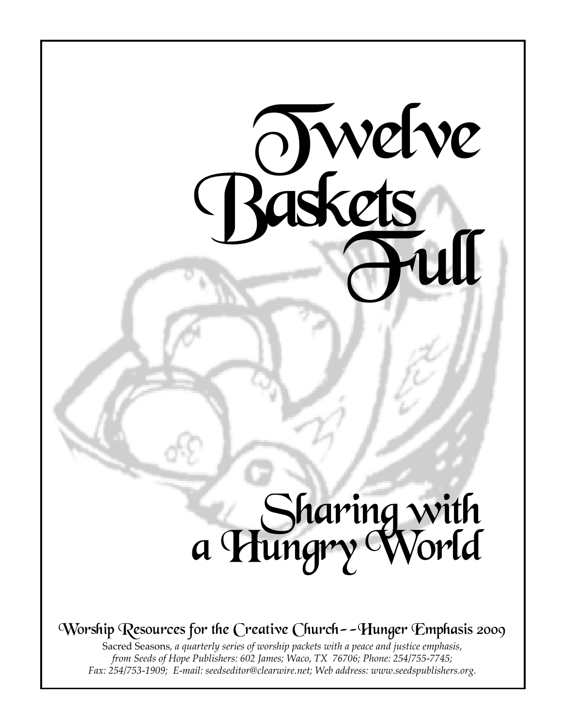# Twelve Baskets Full

## Sharing with a Hungry World

Worship Resources for the Creative Church--Hunger Emphasis 2009

Sacred Seasons, *a quarterly series of worship packets with a peace and justice emphasis, from Seeds of Hope Publishers: 602 James; Waco, TX 76706; Phone: 254/755-7745; Fax: 254/753-1909; E-mail: seedseditor@clearwire.net; Web address: www.seedspublishers.org.*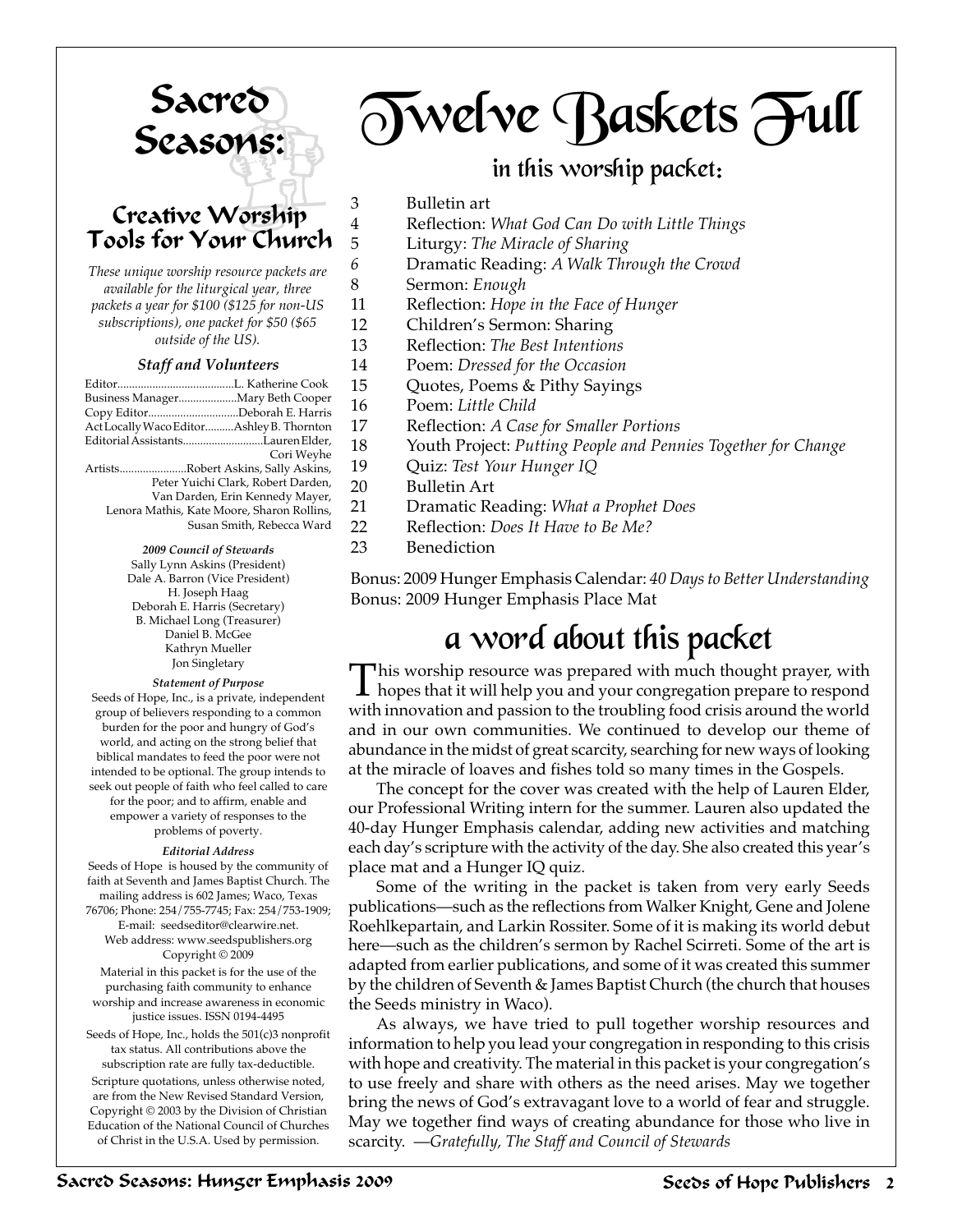# Sacred Seasons:

## Creative Worship Tools for Your Church

*These unique worship resource packets are available for the liturgical year, three packets a year for $100 ($125 for non-US subscriptions), one packet for $50 ($65 outside of the US).*

### Staff and Volunteers

Editor........................................L. Katherine Cook
Business Manager....................Mary Beth Cooper
Copy Editor...............................Deborah E. Harris
Act Locally Waco Editor..........Ashley B. Thornton
Editorial Assistants...........................Lauren Elder, Cori Weyhe
Artists.......................Robert Askins, Sally Askins, Peter Yuichi Clark, Robert Darden, Van Darden, Erin Kennedy Mayer, Lenora Mathis, Kate Moore, Sharon Rollins, Susan Smith, Rebecca Ward

**2009 Council of Stewards**

Sally Lynn Askins (President)
Dale A. Barron (Vice President)
H. Joseph Haag
Deborah E. Harris (Secretary)
B. Michael Long (Treasurer)
Daniel B. McGee
Kathryn Mueller
Jon Singletary

**Statement of Purpose**

Seeds of Hope, Inc., is a private, independent group of believers responding to a common burden for the poor and hungry of God's world, and acting on the strong belief that biblical mandates to feed the poor were not intended to be optional. The group intends to seek out people of faith who feel called to care for the poor; and to affirm, enable and empower a variety of responses to the problems of poverty.

**Editorial Address**

Seeds of Hope is housed by the community of faith at Seventh and James Baptist Church. The mailing address is 602 James; Waco, Texas 76706; Phone: 254/755-7745; Fax: 254/753-1909; E-mail: seedseditor@clearwire.net. Web address: www.seedspublishers.org
Copyright © 2009

Material in this packet is for the use of the purchasing faith community to enhance worship and increase awareness in economic justice issues. ISSN 0194-4495

Seeds of Hope, Inc., holds the 501(c)3 nonprofit tax status. All contributions above the subscription rate are fully tax-deductible.

Scripture quotations, unless otherwise noted, are from the New Revised Standard Version, Copyright © 2003 by the Division of Christian Education of the National Council of Churches of Christ in the U.S.A. Used by permission.

# Twelve Baskets Full

## in this worship packet:

- 3 Bulletin art
- 4 Reflection: *What God Can Do with Little Things*
- 5 Liturgy: *The Miracle of Sharing*
- 6 Dramatic Reading: *A Walk Through the Crowd*
- 8 Sermon: *Enough*
- 11 Reflection: *Hope in the Face of Hunger*
- 12 Children's Sermon: Sharing
- 13 Reflection: *The Best Intentions*
- 14 Poem: *Dressed for the Occasion*
- 15 Quotes, Poems & Pithy Sayings
- 16 Poem: *Little Child*
- 17 Reflection: *A Case for Smaller Portions*
- 18 Youth Project: *Putting People and Pennies Together for Change*
- 19 Quiz: *Test Your Hunger IQ*
- 20 Bulletin Art
- 21 Dramatic Reading: *What a Prophet Does*
- 22 Reflection: *Does It Have to Be Me?*
- 23 Benediction

Bonus: 2009 Hunger Emphasis Calendar: *40 Days to Better Understanding*
Bonus: 2009 Hunger Emphasis Place Mat

## a word about this packet

This worship resource was prepared with much thought prayer, with hopes that it will help you and your congregation prepare to respond with innovation and passion to the troubling food crisis around the world and in our own communities. We continued to develop our theme of abundance in the midst of great scarcity, searching for new ways of looking at the miracle of loaves and fishes told so many times in the Gospels.

The concept for the cover was created with the help of Lauren Elder, our Professional Writing intern for the summer. Lauren also updated the 40-day Hunger Emphasis calendar, adding new activities and matching each day's scripture with the activity of the day. She also created this year's place mat and a Hunger IQ quiz.

Some of the writing in the packet is taken from very early Seeds publications—such as the reflections from Walker Knight, Gene and Jolene Roehlkepartain, and Larkin Rossiter. Some of it is making its world debut here—such as the children's sermon by Rachel Scirreti. Some of the art is adapted from earlier publications, and some of it was created this summer by the children of Seventh & James Baptist Church (the church that houses the Seeds ministry in Waco).

As always, we have tried to pull together worship resources and information to help you lead your congregation in responding to this crisis with hope and creativity. The material in this packet is your congregation's to use freely and share with others as the need arises. May we together bring the news of God's extravagant love to a world of fear and struggle. May we together find ways of creating abundance for those who live in scarcity. *—Gratefully, The Staff and Council of Stewards*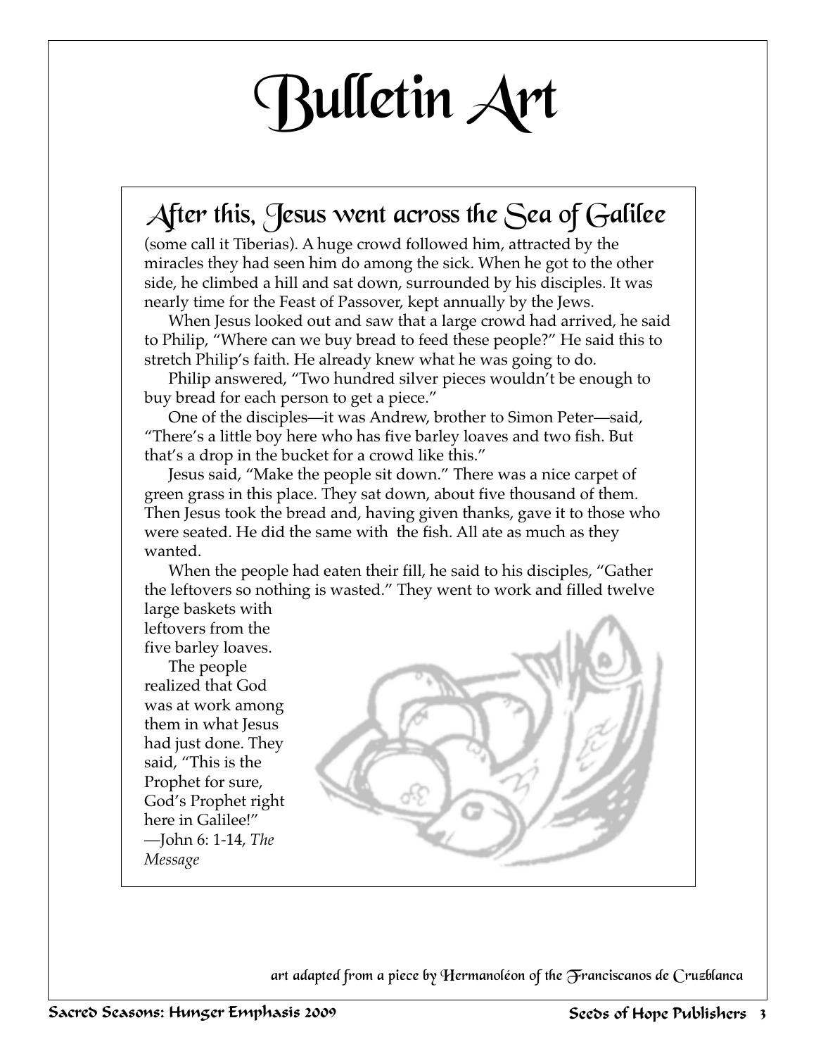# Bulletin Art

## After this, Jesus went across the Sea of Galilee

(some call it Tiberias). A huge crowd followed him, attracted by the miracles they had seen him do among the sick. When he got to the other side, he climbed a hill and sat down, surrounded by his disciples. It was nearly time for the Feast of Passover, kept annually by the Jews.

When Jesus looked out and saw that a large crowd had arrived, he said to Philip, "Where can we buy bread to feed these people?" He said this to stretch Philip's faith. He already knew what he was going to do.

Philip answered, "Two hundred silver pieces wouldn't be enough to buy bread for each person to get a piece."

One of the disciples—it was Andrew, brother to Simon Peter—said, "There's a little boy here who has five barley loaves and two fish. But that's a drop in the bucket for a crowd like this."

Jesus said, "Make the people sit down." There was a nice carpet of green grass in this place. They sat down, about five thousand of them. Then Jesus took the bread and, having given thanks, gave it to those who were seated. He did the same with the fish. All ate as much as they wanted.

When the people had eaten their fill, he said to his disciples, "Gather the leftovers so nothing is wasted." They went to work and filled twelve large baskets with leftovers from the five barley loaves.

The people realized that God was at work among them in what Jesus had just done. They said, "This is the Prophet for sure, God's Prophet right here in Galilee!"
—John 6: 1-14, *The Message*

art adapted from a piece by Hermanoléon of the Franciscanos de Cruzblanca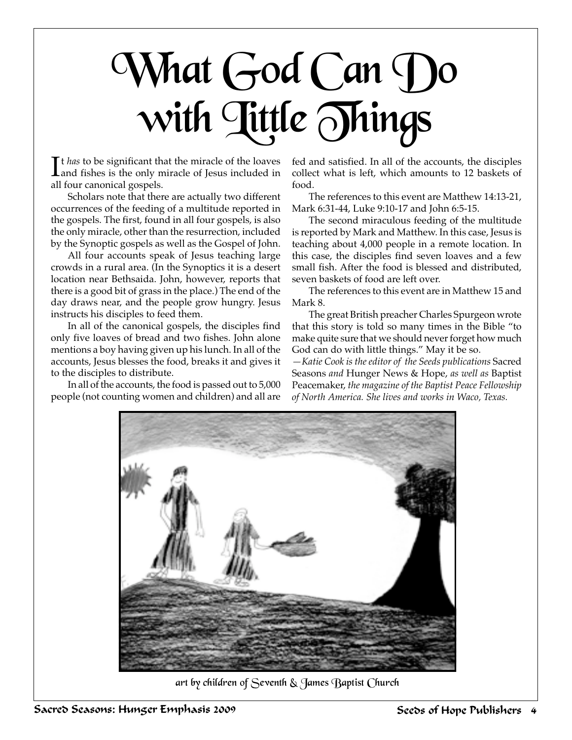# What God Can Do with Little Things

It *has* to be significant that the miracle of the loaves and fishes is the only miracle of Jesus included in all four canonical gospels.

Scholars note that there are actually two different occurrences of the feeding of a multitude reported in the gospels. The first, found in all four gospels, is also the only miracle, other than the resurrection, included by the Synoptic gospels as well as the Gospel of John.

All four accounts speak of Jesus teaching large crowds in a rural area. (In the Synoptics it is a desert location near Bethsaida. John, however, reports that there is a good bit of grass in the place.) The end of the day draws near, and the people grow hungry. Jesus instructs his disciples to feed them.

In all of the canonical gospels, the disciples find only five loaves of bread and two fishes. John alone mentions a boy having given up his lunch. In all of the accounts, Jesus blesses the food, breaks it and gives it to the disciples to distribute.

In all of the accounts, the food is passed out to 5,000 people (not counting women and children) and all are fed and satisfied. In all of the accounts, the disciples collect what is left, which amounts to 12 baskets of food.

The references to this event are Matthew 14:13-21, Mark 6:31-44, Luke 9:10-17 and John 6:5-15.

The second miraculous feeding of the multitude is reported by Mark and Matthew. In this case, Jesus is teaching about 4,000 people in a remote location. In this case, the disciples find seven loaves and a few small fish. After the food is blessed and distributed, seven baskets of food are left over.

The references to this event are in Matthew 15 and Mark 8.

The great British preacher Charles Spurgeon wrote that this story is told so many times in the Bible "to make quite sure that we should never forget how much God can do with little things." May it be so.

*—Katie Cook is the editor of the Seeds publications* Sacred Seasons *and* Hunger News & Hope, *as well as* Baptist Peacemaker, *the magazine of the Baptist Peace Fellowship of North America. She lives and works in Waco, Texas.*

art by children of Seventh & James Baptist Church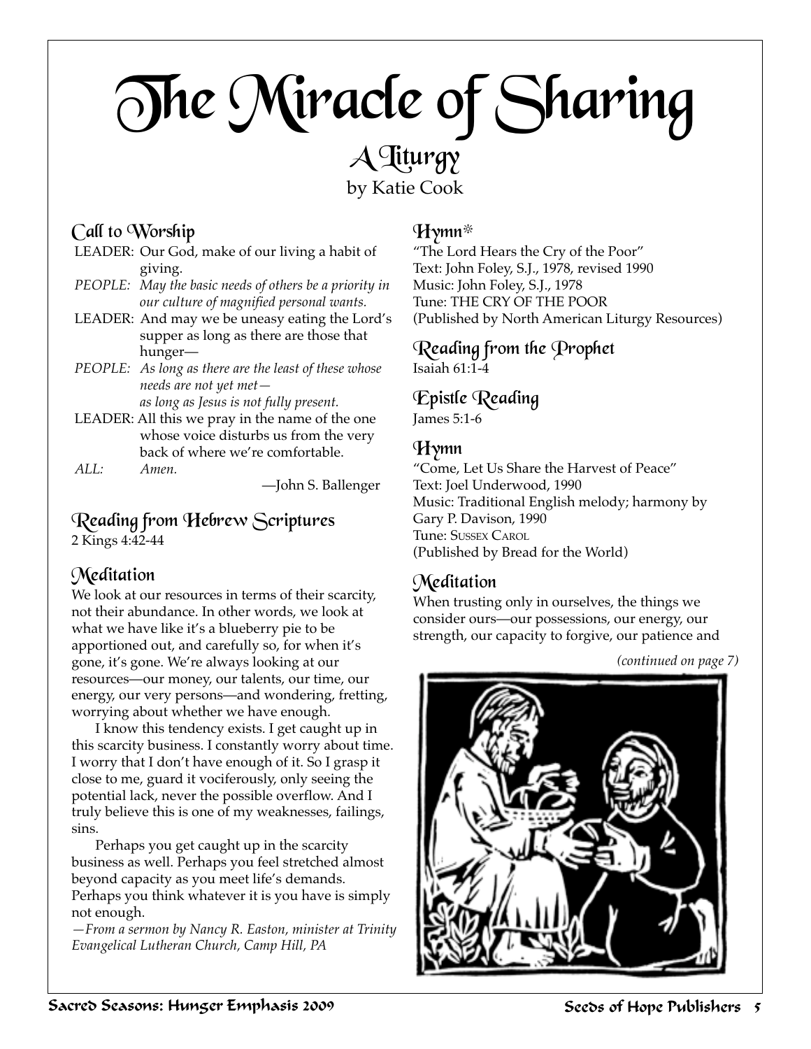# The Miracle of Sharing

## A Liturgy

by Katie Cook

### Call to Worship

LEADER: Our God, make of our living a habit of giving.

*PEOPLE: May the basic needs of others be a priority in our culture of magnified personal wants.*

LEADER: And may we be uneasy eating the Lord's supper as long as there are those that hunger—

*PEOPLE: As long as there are the least of these whose needs are not yet met— as long as Jesus is not fully present.*

LEADER: All this we pray in the name of the one whose voice disturbs us from the very back of where we're comfortable.

*ALL: Amen.*

—John S. Ballenger

### Reading from Hebrew Scriptures

2 Kings 4:42-44

### Meditation

We look at our resources in terms of their scarcity, not their abundance. In other words, we look at what we have like it's a blueberry pie to be apportioned out, and carefully so, for when it's gone, it's gone. We're always looking at our resources—our money, our talents, our time, our energy, our very persons—and wondering, fretting, worrying about whether we have enough.

I know this tendency exists. I get caught up in this scarcity business. I constantly worry about time. I worry that I don't have enough of it. So I grasp it close to me, guard it vociferously, only seeing the potential lack, never the possible overflow. And I truly believe this is one of my weaknesses, failings, sins.

Perhaps you get caught up in the scarcity business as well. Perhaps you feel stretched almost beyond capacity as you meet life's demands. Perhaps you think whatever it is you have is simply not enough.

*—From a sermon by Nancy R. Easton, minister at Trinity Evangelical Lutheran Church, Camp Hill, PA*

### Hymn*

"The Lord Hears the Cry of the Poor"
Text: John Foley, S.J., 1978, revised 1990
Music: John Foley, S.J., 1978
Tune: THE CRY OF THE POOR
(Published by North American Liturgy Resources)

### Reading from the Prophet

Isaiah 61:1-4

### Epistle Reading

James 5:1-6

### Hymn

"Come, Let Us Share the Harvest of Peace"
Text: Joel Underwood, 1990
Music: Traditional English melody; harmony by Gary P. Davison, 1990
Tune: Sussex Carol
(Published by Bread for the World)

### Meditation

When trusting only in ourselves, the things we consider ours—our possessions, our energy, our strength, our capacity to forgive, our patience and

*(continued on page 7)*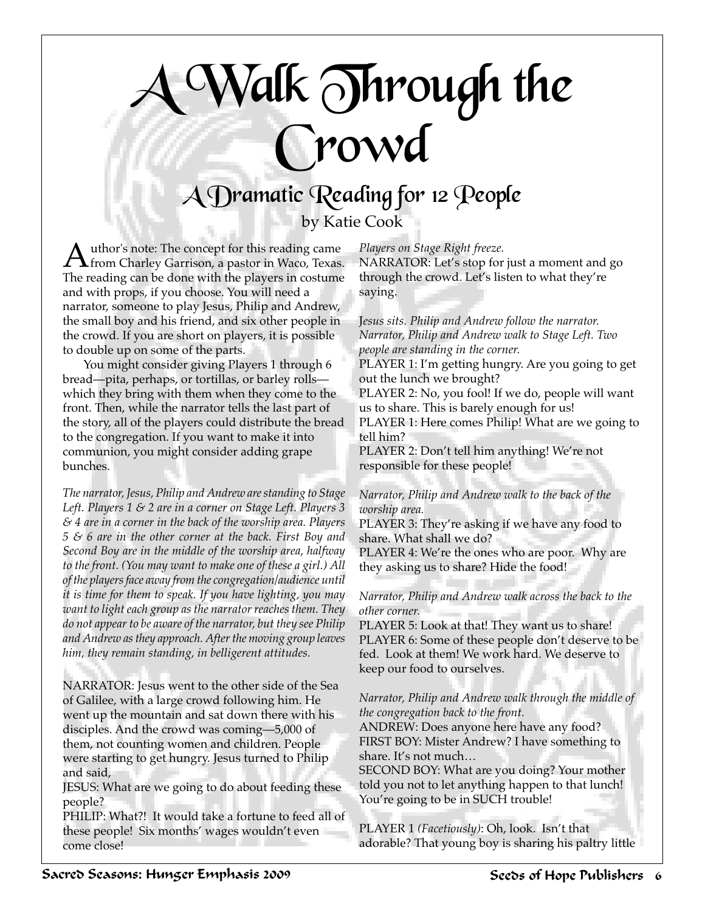# A Walk Through the Crowd

## A Dramatic Reading for 12 People

by Katie Cook

Author's note: The concept for this reading came from Charley Garrison, a pastor in Waco, Texas. The reading can be done with the players in costume and with props, if you choose. You will need a narrator, someone to play Jesus, Philip and Andrew, the small boy and his friend, and six other people in the crowd. If you are short on players, it is possible to double up on some of the parts.

You might consider giving Players 1 through 6 bread—pita, perhaps, or tortillas, or barley rolls—which they bring with them when they come to the front. Then, while the narrator tells the last part of the story, all of the players could distribute the bread to the congregation. If you want to make it into communion, you might consider adding grape bunches.

*The narrator, Jesus, Philip and Andrew are standing to Stage Left. Players 1 & 2 are in a corner on Stage Left. Players 3 & 4 are in a corner in the back of the worship area. Players 5 & 6 are in the other corner at the back. First Boy and Second Boy are in the middle of the worship area, halfway to the front. (You may want to make one of these a girl.) All of the players face away from the congregation/audience until it is time for them to speak. If you have lighting, you may want to light each group as the narrator reaches them. They do not appear to be aware of the narrator, but they see Philip and Andrew as they approach. After the moving group leaves him, they remain standing, in belligerent attitudes.*

NARRATOR: Jesus went to the other side of the Sea of Galilee, with a large crowd following him. He went up the mountain and sat down there with his disciples. And the crowd was coming—5,000 of them, not counting women and children. People were starting to get hungry. Jesus turned to Philip and said,

JESUS: What are we going to do about feeding these people?

PHILIP: What?! It would take a fortune to feed all of these people! Six months' wages wouldn't even come close!

*Players on Stage Right freeze.*

NARRATOR: Let's stop for just a moment and go through the crowd. Let's listen to what they're saying.

*Jesus sits. Philip and Andrew follow the narrator. Narrator, Philip and Andrew walk to Stage Left. Two people are standing in the corner.*

PLAYER 1: I'm getting hungry. Are you going to get out the lunch we brought?

PLAYER 2: No, you fool! If we do, people will want us to share. This is barely enough for us!

PLAYER 1: Here comes Philip! What are we going to tell him?

PLAYER 2: Don't tell him anything! We're not responsible for these people!

*Narrator, Philip and Andrew walk to the back of the worship area.*

PLAYER 3: They're asking if we have any food to share. What shall we do?

PLAYER 4: We're the ones who are poor. Why are they asking us to share? Hide the food!

*Narrator, Philip and Andrew walk across the back to the other corner.*

PLAYER 5: Look at that! They want us to share!

PLAYER 6: Some of these people don't deserve to be fed. Look at them! We work hard. We deserve to keep our food to ourselves.

*Narrator, Philip and Andrew walk through the middle of the congregation back to the front.*

ANDREW: Does anyone here have any food?

FIRST BOY: Mister Andrew? I have something to share. It's not much…

SECOND BOY: What are you doing? Your mother told you not to let anything happen to that lunch! You're going to be in SUCH trouble!

PLAYER 1 *(Facetiously)*: Oh, look. Isn't that adorable? That young boy is sharing his paltry little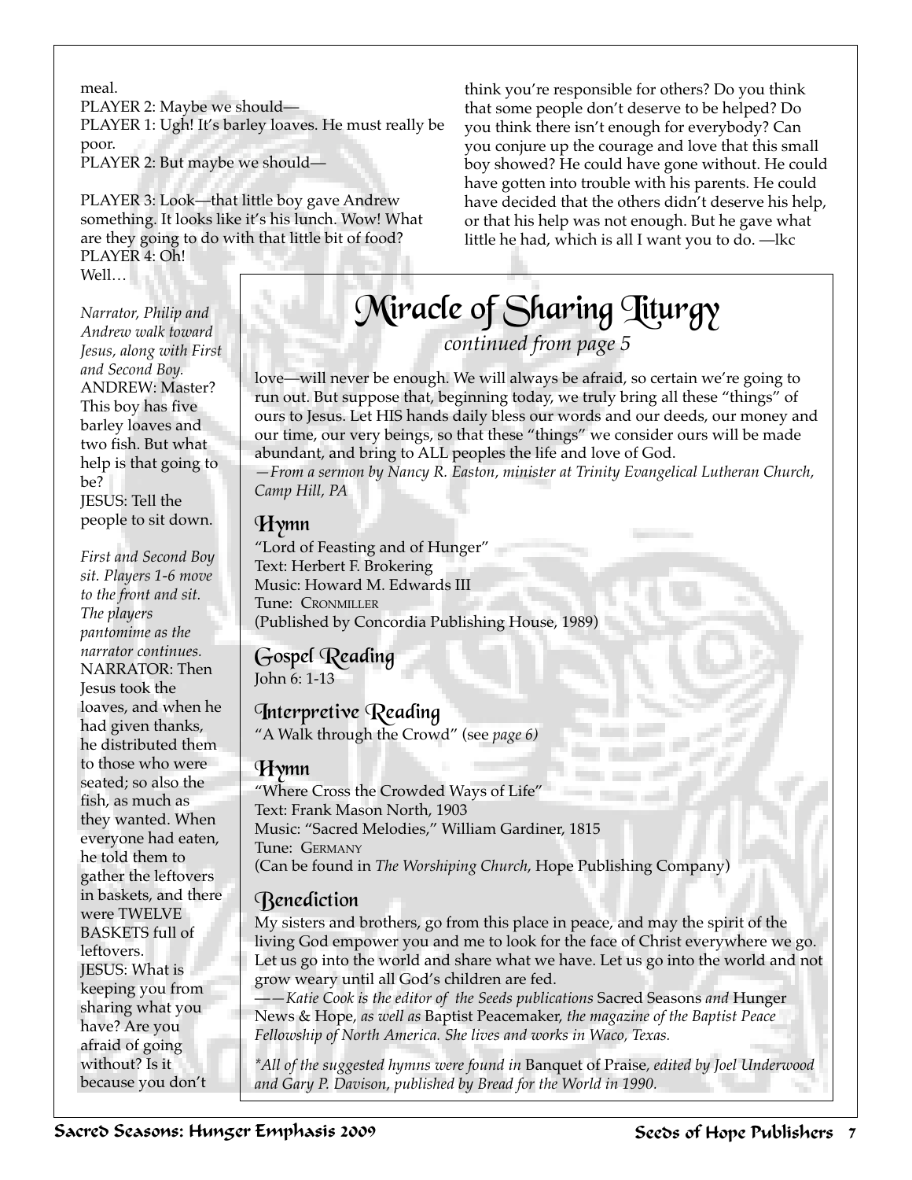meal.
PLAYER 2: Maybe we should—
PLAYER 1: Ugh! It's barley loaves. He must really be poor.
PLAYER 2: But maybe we should—

PLAYER 3: Look—that little boy gave Andrew something. It looks like it's his lunch. Wow! What are they going to do with that little bit of food?
PLAYER 4: Oh! Well…

*Narrator, Philip and Andrew walk toward Jesus, along with First and Second Boy.*
ANDREW: Master? This boy has five barley loaves and two fish. But what help is that going to be?
JESUS: Tell the people to sit down.

*First and Second Boy sit. Players 1-6 move to the front and sit. The players pantomime as the narrator continues.*
NARRATOR: Then Jesus took the loaves, and when he had given thanks, he distributed them to those who were seated; so also the fish, as much as they wanted. When everyone had eaten, he told them to gather the leftovers in baskets, and there were TWELVE BASKETS full of leftovers.
JESUS: What is keeping you from sharing what you have? Are you afraid of going without? Is it because you don't think you're responsible for others? Do you think that some people don't deserve to be helped? Do you think there isn't enough for everybody? Can you conjure up the courage and love that this small boy showed? He could have gone without. He could have gotten into trouble with his parents. He could have decided that the others didn't deserve his help, or that his help was not enough. But he gave what little he had, which is all I want you to do. —lkc

# Miracle of Sharing Liturgy

*continued from page 5*

love—will never be enough. We will always be afraid, so certain we're going to run out. But suppose that, beginning today, we truly bring all these "things" of ours to Jesus. Let HIS hands daily bless our words and our deeds, our money and our time, our very beings, so that these "things" we consider ours will be made abundant, and bring to ALL peoples the life and love of God.
*—From a sermon by Nancy R. Easton, minister at Trinity Evangelical Lutheran Church, Camp Hill, PA*

## Hymn

"Lord of Feasting and of Hunger"
Text: Herbert F. Brokering
Music: Howard M. Edwards III
Tune: CRONMILLER
(Published by Concordia Publishing House, 1989)

## Gospel Reading

John 6: 1-13

## Interpretive Reading

"A Walk through the Crowd" (see *page 6)*

## Hymn

"Where Cross the Crowded Ways of Life"
Text: Frank Mason North, 1903
Music: "Sacred Melodies," William Gardiner, 1815
Tune: GERMANY
(Can be found in *The Worshiping Church*, Hope Publishing Company)

## Benediction

My sisters and brothers, go from this place in peace, and may the spirit of the living God empower you and me to look for the face of Christ everywhere we go. Let us go into the world and share what we have. Let us go into the world and not grow weary until all God's children are fed.
*——Katie Cook is the editor of the Seeds publications* Sacred Seasons *and* Hunger News & Hope, *as well as* Baptist Peacemaker, *the magazine of the Baptist Peace Fellowship of North America. She lives and works in Waco, Texas.*

*\*All of the suggested hymns were found in* Banquet of Praise, *edited by Joel Underwood and Gary P. Davison, published by Bread for the World in 1990.*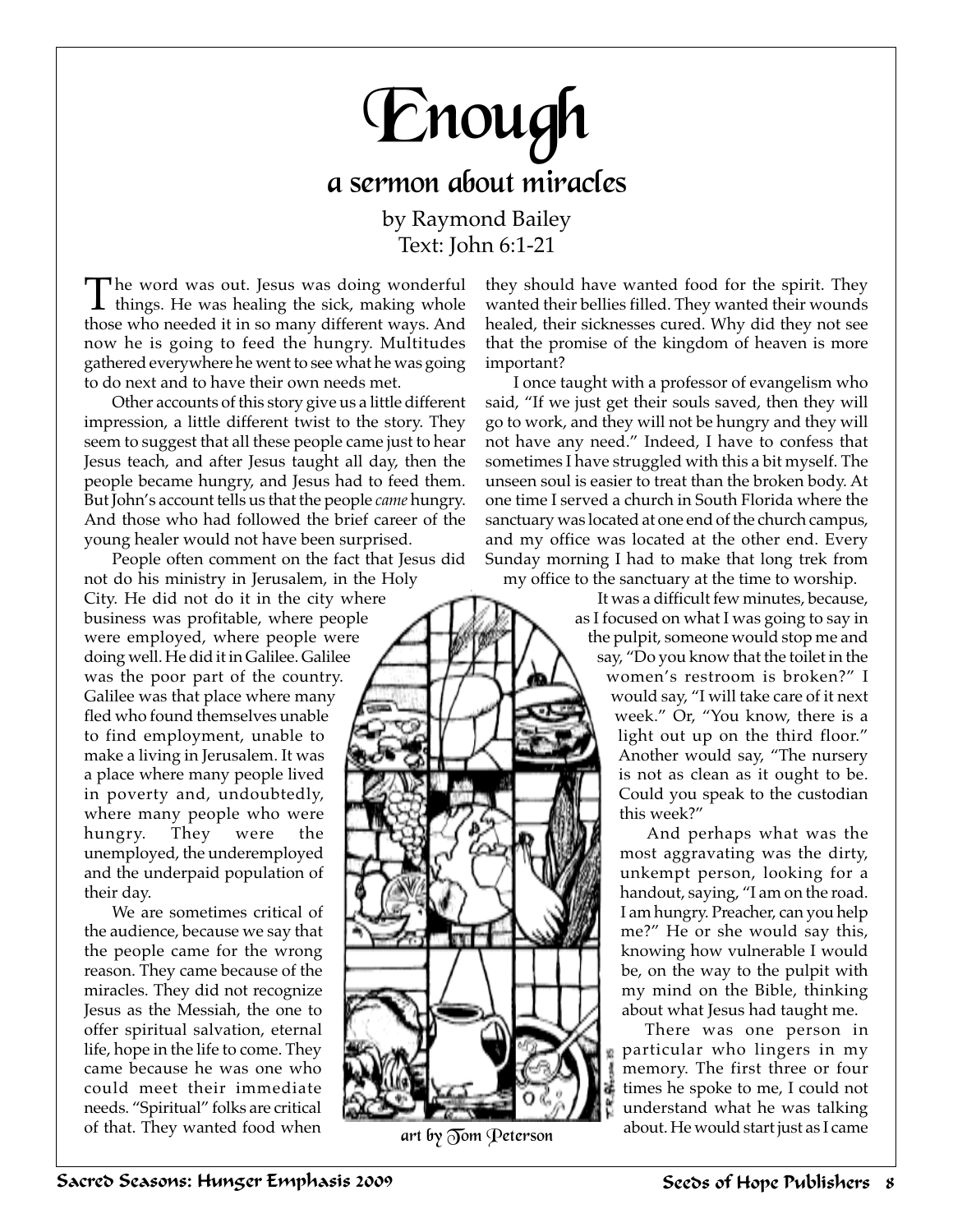# Enough

## a sermon about miracles

by Raymond Bailey
Text: John 6:1-21

The word was out. Jesus was doing wonderful things. He was healing the sick, making whole those who needed it in so many different ways. And now he is going to feed the hungry. Multitudes gathered everywhere he went to see what he was going to do next and to have their own needs met.

Other accounts of this story give us a little different impression, a little different twist to the story. They seem to suggest that all these people came just to hear Jesus teach, and after Jesus taught all day, then the people became hungry, and Jesus had to feed them. But John's account tells us that the people *came* hungry. And those who had followed the brief career of the young healer would not have been surprised.

People often comment on the fact that Jesus did not do his ministry in Jerusalem, in the Holy City. He did not do it in the city where business was profitable, where people were employed, where people were doing well. He did it in Galilee. Galilee was the poor part of the country. Galilee was that place where many fled who found themselves unable to find employment, unable to make a living in Jerusalem. It was a place where many people lived in poverty and, undoubtedly, where many people who were hungry. They were the unemployed, the underemployed and the underpaid population of their day.

We are sometimes critical of the audience, because we say that the people came for the wrong reason. They came because of the miracles. They did not recognize Jesus as the Messiah, the one to offer spiritual salvation, eternal life, hope in the life to come. They came because he was one who could meet their immediate needs. "Spiritual" folks are critical of that. They wanted food when they should have wanted food for the spirit. They wanted their bellies filled. They wanted their wounds healed, their sicknesses cured. Why did they not see that the promise of the kingdom of heaven is more important?

art by Tom Peterson

I once taught with a professor of evangelism who said, "If we just get their souls saved, then they will go to work, and they will not be hungry and they will not have any need." Indeed, I have to confess that sometimes I have struggled with this a bit myself. The unseen soul is easier to treat than the broken body. At one time I served a church in South Florida where the sanctuary was located at one end of the church campus, and my office was located at the other end. Every Sunday morning I had to make that long trek from my office to the sanctuary at the time to worship.

It was a difficult few minutes, because, as I focused on what I was going to say in the pulpit, someone would stop me and say, "Do you know that the toilet in the women's restroom is broken?" I would say, "I will take care of it next week." Or, "You know, there is a light out up on the third floor." Another would say, "The nursery is not as clean as it ought to be. Could you speak to the custodian this week?"

And perhaps what was the most aggravating was the dirty, unkempt person, looking for a handout, saying, "I am on the road. I am hungry. Preacher, can you help me?" He or she would say this, knowing how vulnerable I would be, on the way to the pulpit with my mind on the Bible, thinking about what Jesus had taught me.

There was one person in particular who lingers in my memory. The first three or four times he spoke to me, I could not understand what he was talking about. He would start just as I came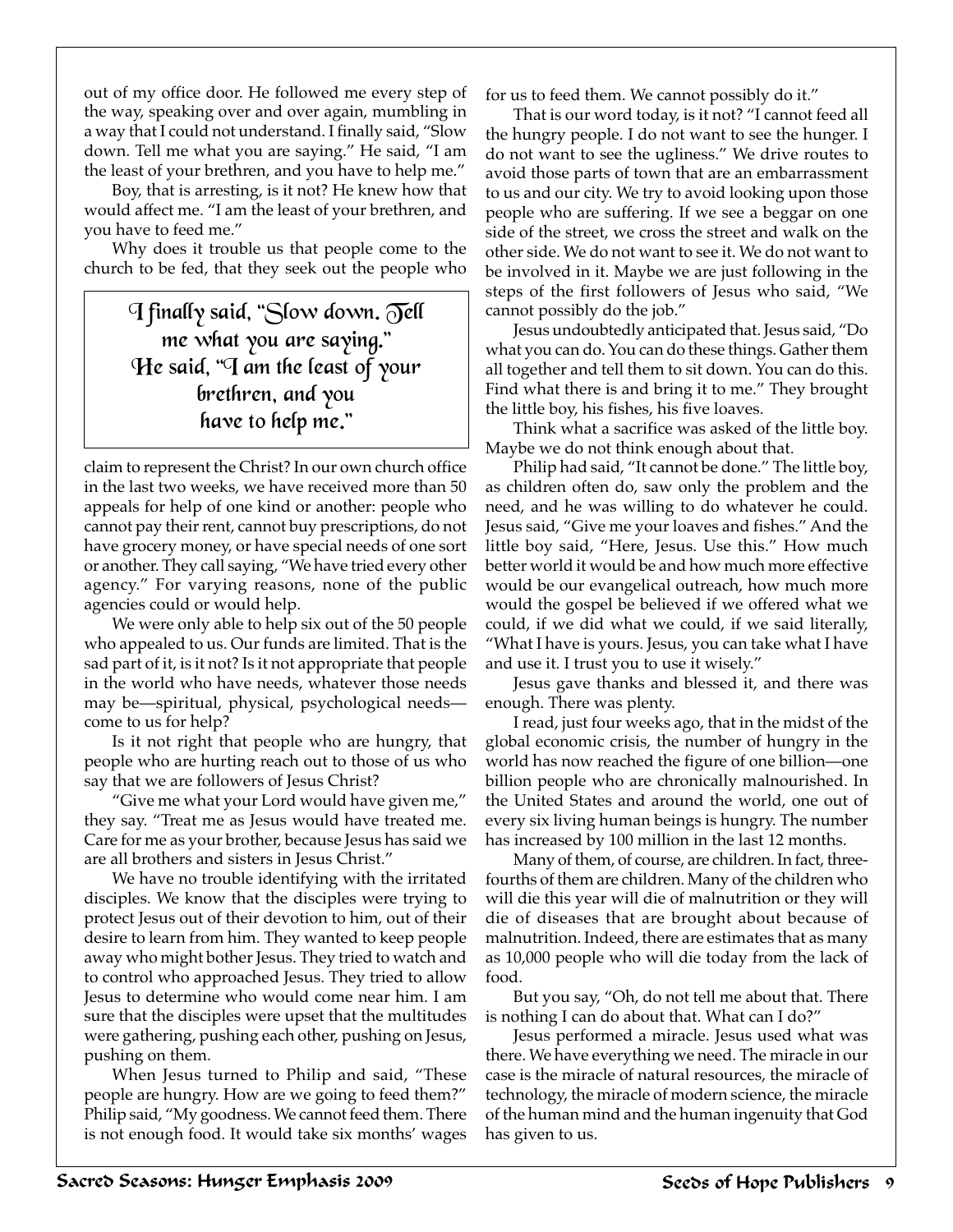out of my office door. He followed me every step of the way, speaking over and over again, mumbling in a way that I could not understand. I finally said, "Slow down. Tell me what you are saying." He said, "I am the least of your brethren, and you have to help me."

Boy, that is arresting, is it not? He knew how that would affect me. "I am the least of your brethren, and you have to feed me."

Why does it trouble us that people come to the church to be fed, that they seek out the people who claim to represent the Christ? In our own church office in the last two weeks, we have received more than 50 appeals for help of one kind or another: people who cannot pay their rent, cannot buy prescriptions, do not have grocery money, or have special needs of one sort or another. They call saying, "We have tried every other agency." For varying reasons, none of the public agencies could or would help.

> I finally said, "Slow down. Tell me what you are saying." He said, "I am the least of your brethren, and you have to help me."

We were only able to help six out of the 50 people who appealed to us. Our funds are limited. That is the sad part of it, is it not? Is it not appropriate that people in the world who have needs, whatever those needs may be—spiritual, physical, psychological needs—come to us for help?

Is it not right that people who are hungry, that people who are hurting reach out to those of us who say that we are followers of Jesus Christ?

"Give me what your Lord would have given me," they say. "Treat me as Jesus would have treated me. Care for me as your brother, because Jesus has said we are all brothers and sisters in Jesus Christ."

We have no trouble identifying with the irritated disciples. We know that the disciples were trying to protect Jesus out of their devotion to him, out of their desire to learn from him. They wanted to keep people away who might bother Jesus. They tried to watch and to control who approached Jesus. They tried to allow Jesus to determine who would come near him. I am sure that the disciples were upset that the multitudes were gathering, pushing each other, pushing on Jesus, pushing on them.

When Jesus turned to Philip and said, "These people are hungry. How are we going to feed them?" Philip said, "My goodness. We cannot feed them. There is not enough food. It would take six months' wages for us to feed them. We cannot possibly do it."

That is our word today, is it not? "I cannot feed all the hungry people. I do not want to see the hunger. I do not want to see the ugliness." We drive routes to avoid those parts of town that are an embarrassment to us and our city. We try to avoid looking upon those people who are suffering. If we see a beggar on one side of the street, we cross the street and walk on the other side. We do not want to see it. We do not want to be involved in it. Maybe we are just following in the steps of the first followers of Jesus who said, "We cannot possibly do the job."

Jesus undoubtedly anticipated that. Jesus said, "Do what you can do. You can do these things. Gather them all together and tell them to sit down. You can do this. Find what there is and bring it to me." They brought the little boy, his fishes, his five loaves.

Think what a sacrifice was asked of the little boy. Maybe we do not think enough about that.

Philip had said, "It cannot be done." The little boy, as children often do, saw only the problem and the need, and he was willing to do whatever he could. Jesus said, "Give me your loaves and fishes." And the little boy said, "Here, Jesus. Use this." How much better world it would be and how much more effective would be our evangelical outreach, how much more would the gospel be believed if we offered what we could, if we did what we could, if we said literally, "What I have is yours. Jesus, you can take what I have and use it. I trust you to use it wisely."

Jesus gave thanks and blessed it, and there was enough. There was plenty.

I read, just four weeks ago, that in the midst of the global economic crisis, the number of hungry in the world has now reached the figure of one billion—one billion people who are chronically malnourished. In the United States and around the world, one out of every six living human beings is hungry. The number has increased by 100 million in the last 12 months.

Many of them, of course, are children. In fact, three-fourths of them are children. Many of the children who will die this year will die of malnutrition or they will die of diseases that are brought about because of malnutrition. Indeed, there are estimates that as many as 10,000 people who will die today from the lack of food.

But you say, "Oh, do not tell me about that. There is nothing I can do about that. What can I do?"

Jesus performed a miracle. Jesus used what was there. We have everything we need. The miracle in our case is the miracle of natural resources, the miracle of technology, the miracle of modern science, the miracle of the human mind and the human ingenuity that God has given to us.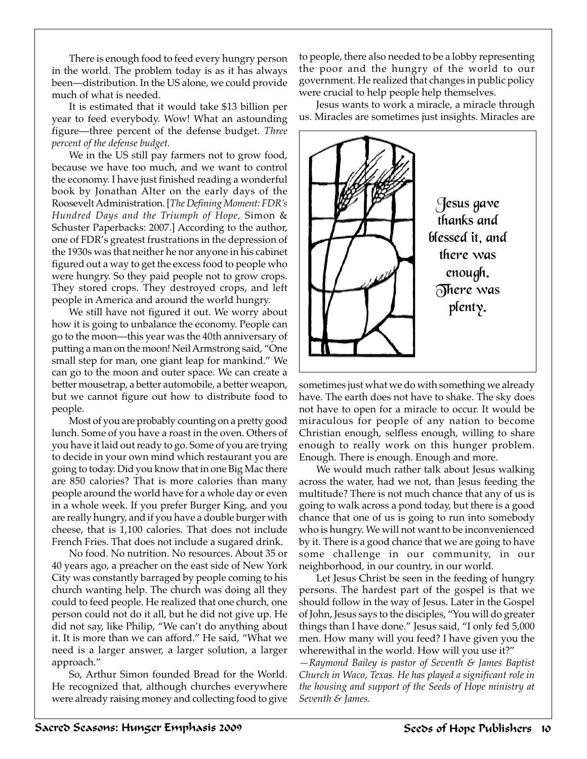There is enough food to feed every hungry person in the world. The problem today is as it has always been—distribution. In the US alone, we could provide much of what is needed.

It is estimated that it would take $13 billion per year to feed everybody. Wow! What an astounding figure—three percent of the defense budget. *Three percent of the defense budget.*

We in the US still pay farmers not to grow food, because we have too much, and we want to control the economy. I have just finished reading a wonderful book by Jonathan Alter on the early days of the Roosevelt Administration. [*The Defining Moment: FDR's Hundred Days and the Triumph of Hope,* Simon & Schuster Paperbacks: 2007.] According to the author, one of FDR's greatest frustrations in the depression of the 1930s was that neither he nor anyone in his cabinet figured out a way to get the excess food to people who were hungry. So they paid people not to grow crops. They stored crops. They destroyed crops, and left people in America and around the world hungry.

We still have not figured it out. We worry about how it is going to unbalance the economy. People can go to the moon—this year was the 40th anniversary of putting a man on the moon! Neil Armstrong said, "One small step for man, one giant leap for mankind." We can go to the moon and outer space. We can create a better mousetrap, a better automobile, a better weapon, but we cannot figure out how to distribute food to people.

Most of you are probably counting on a pretty good lunch. Some of you have a roast in the oven. Others of you have it laid out ready to go. Some of you are trying to decide in your own mind which restaurant you are going to today. Did you know that in one Big Mac there are 850 calories? That is more calories than many people around the world have for a whole day or even in a whole week. If you prefer Burger King, and you are really hungry, and if you have a double burger with cheese, that is 1,100 calories. That does not include French Fries. That does not include a sugared drink.

No food. No nutrition. No resources. About 35 or 40 years ago, a preacher on the east side of New York City was constantly barraged by people coming to his church wanting help. The church was doing all they could to feed people. He realized that one church, one person could not do it all, but he did not give up. He did not say, like Philip, "We can't do anything about it. It is more than we can afford." He said, "What we need is a larger answer, a larger solution, a larger approach."

So, Arthur Simon founded Bread for the World. He recognized that, although churches everywhere were already raising money and collecting food to give to people, there also needed to be a lobby representing the poor and the hungry of the world to our government. He realized that changes in public policy were crucial to help people help themselves.

Jesus wants to work a miracle, a miracle through us. Miracles are sometimes just insights. Miracles are sometimes just what we do with something we already have. The earth does not have to shake. The sky does not have to open for a miracle to occur. It would be miraculous for people of any nation to become Christian enough, selfless enough, willing to share enough to really work on this hunger problem. Enough. There is enough. Enough and more.

Jesus gave thanks and blessed it, and there was enough. There was plenty.

We would much rather talk about Jesus walking across the water, had we not, than Jesus feeding the multitude? There is not much chance that any of us is going to walk across a pond today, but there is a good chance that one of us is going to run into somebody who is hungry. We will not want to be inconvenienced by it. There is a good chance that we are going to have some challenge in our community, in our neighborhood, in our country, in our world.

Let Jesus Christ be seen in the feeding of hungry persons. The hardest part of the gospel is that we should follow in the way of Jesus. Later in the Gospel of John, Jesus says to the disciples, "You will do greater things than I have done." Jesus said, "I only fed 5,000 men. How many will you feed? I have given you the wherewithal in the world. How will you use it?"

*—Raymond Bailey is pastor of Seventh & James Baptist Church in Waco, Texas. He has played a significant role in the housing and support of the Seeds of Hope ministry at Seventh & James.*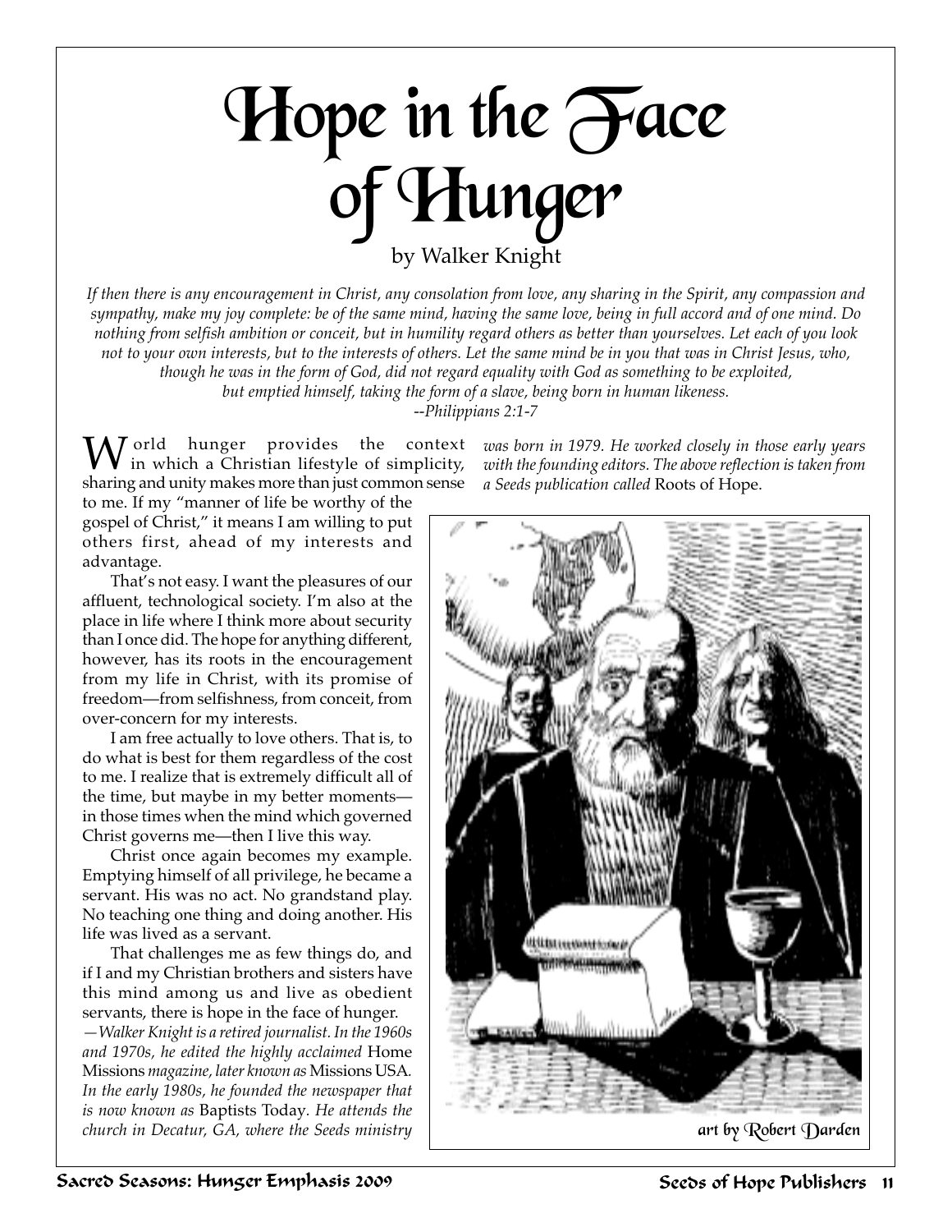# Hope in the Face of Hunger

by Walker Knight

*If then there is any encouragement in Christ, any consolation from love, any sharing in the Spirit, any compassion and sympathy, make my joy complete: be of the same mind, having the same love, being in full accord and of one mind. Do nothing from selfish ambition or conceit, but in humility regard others as better than yourselves. Let each of you look not to your own interests, but to the interests of others. Let the same mind be in you that was in Christ Jesus, who, though he was in the form of God, did not regard equality with God as something to be exploited, but emptied himself, taking the form of a slave, being born in human likeness.*
*--Philippians 2:1-7*

World hunger provides the context in which a Christian lifestyle of simplicity, sharing and unity makes more than just common sense to me. If my "manner of life be worthy of the gospel of Christ," it means I am willing to put others first, ahead of my interests and advantage.

That's not easy. I want the pleasures of our affluent, technological society. I'm also at the place in life where I think more about security than I once did. The hope for anything different, however, has its roots in the encouragement from my life in Christ, with its promise of freedom—from selfishness, from conceit, from over-concern for my interests.

I am free actually to love others. That is, to do what is best for them regardless of the cost to me. I realize that is extremely difficult all of the time, but maybe in my better moments—in those times when the mind which governed Christ governs me—then I live this way.

Christ once again becomes my example. Emptying himself of all privilege, he became a servant. His was no act. No grandstand play. No teaching one thing and doing another. His life was lived as a servant.

That challenges me as few things do, and if I and my Christian brothers and sisters have this mind among us and live as obedient servants, there is hope in the face of hunger.

*—Walker Knight is a retired journalist. In the 1960s and 1970s, he edited the highly acclaimed* Home Missions *magazine, later known as* Missions USA*. In the early 1980s, he founded the newspaper that is now known as* Baptists Today*. He attends the church in Decatur, GA, where the Seeds ministry was born in 1979. He worked closely in those early years with the founding editors. The above reflection is taken from a Seeds publication called* Roots of Hope.

art by Robert Darden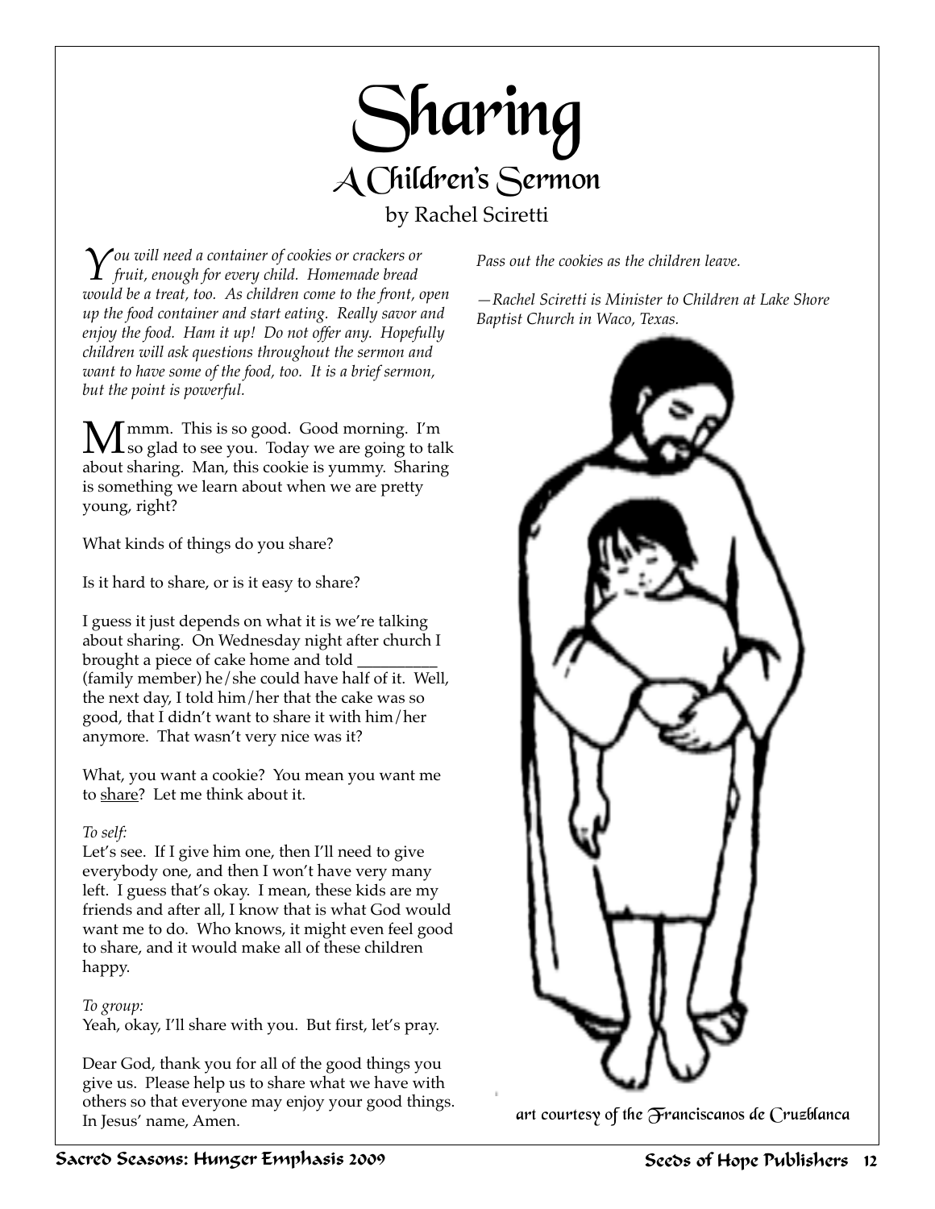# Sharing

## A Children's Sermon

by Rachel Sciretti

*You will need a container of cookies or crackers or fruit, enough for every child. Homemade bread would be a treat, too. As children come to the front, open up the food container and start eating. Really savor and enjoy the food. Ham it up! Do not offer any. Hopefully children will ask questions throughout the sermon and want to have some of the food, too. It is a brief sermon, but the point is powerful.*

Mmmm. This is so good. Good morning. I'm so glad to see you. Today we are going to talk about sharing. Man, this cookie is yummy. Sharing is something we learn about when we are pretty young, right?

What kinds of things do you share?

Is it hard to share, or is it easy to share?

I guess it just depends on what it is we're talking about sharing. On Wednesday night after church I brought a piece of cake home and told _________ (family member) he/she could have half of it. Well, the next day, I told him/her that the cake was so good, that I didn't want to share it with him/her anymore. That wasn't very nice was it?

What, you want a cookie? You mean you want me to share? Let me think about it.

*To self:*

Let's see. If I give him one, then I'll need to give everybody one, and then I won't have very many left. I guess that's okay. I mean, these kids are my friends and after all, I know that is what God would want me to do. Who knows, it might even feel good to share, and it would make all of these children happy.

*To group:*

Yeah, okay, I'll share with you. But first, let's pray.

Dear God, thank you for all of the good things you give us. Please help us to share what we have with others so that everyone may enjoy your good things. In Jesus' name, Amen.

*Pass out the cookies as the children leave.*

*—Rachel Sciretti is Minister to Children at Lake Shore Baptist Church in Waco, Texas.*

art courtesy of the Franciscanos de Cruzblanca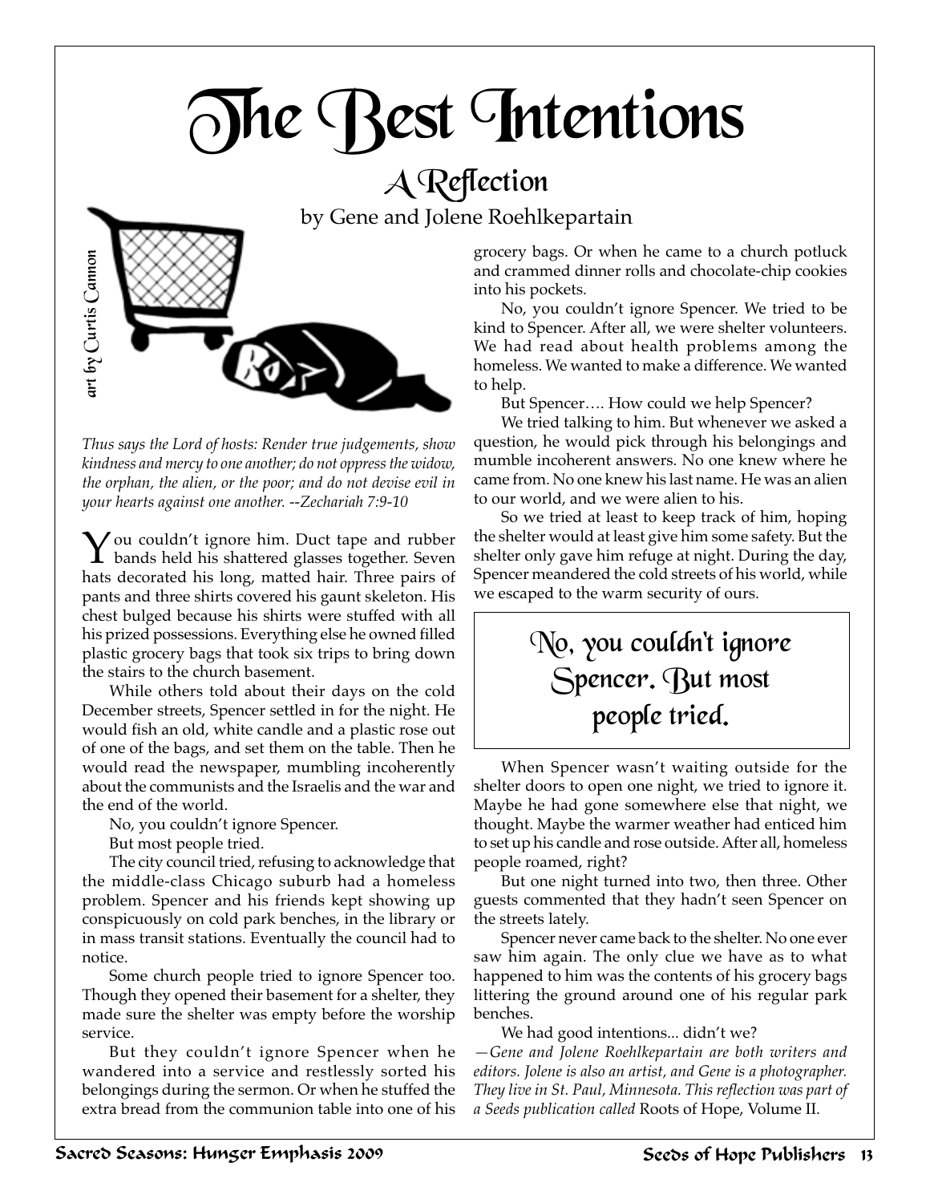# The Best Intentions

## A Reflection

by Gene and Jolene Roehlkepartain

*art by Curtis Cannon*

*Thus says the Lord of hosts: Render true judgements, show kindness and mercy to one another; do not oppress the widow, the orphan, the alien, or the poor; and do not devise evil in your hearts against one another. --Zechariah 7:9-10*

You couldn't ignore him. Duct tape and rubber bands held his shattered glasses together. Seven hats decorated his long, matted hair. Three pairs of pants and three shirts covered his gaunt skeleton. His chest bulged because his shirts were stuffed with all his prized possessions. Everything else he owned filled plastic grocery bags that took six trips to bring down the stairs to the church basement.

While others told about their days on the cold December streets, Spencer settled in for the night. He would fish an old, white candle and a plastic rose out of one of the bags, and set them on the table. Then he would read the newspaper, mumbling incoherently about the communists and the Israelis and the war and the end of the world.

No, you couldn't ignore Spencer.

But most people tried.

The city council tried, refusing to acknowledge that the middle-class Chicago suburb had a homeless problem. Spencer and his friends kept showing up conspicuously on cold park benches, in the library or in mass transit stations. Eventually the council had to notice.

Some church people tried to ignore Spencer too. Though they opened their basement for a shelter, they made sure the shelter was empty before the worship service.

But they couldn't ignore Spencer when he wandered into a service and restlessly sorted his belongings during the sermon. Or when he stuffed the extra bread from the communion table into one of his grocery bags. Or when he came to a church potluck and crammed dinner rolls and chocolate-chip cookies into his pockets.

No, you couldn't ignore Spencer. We tried to be kind to Spencer. After all, we were shelter volunteers. We had read about health problems among the homeless. We wanted to make a difference. We wanted to help.

But Spencer…. How could we help Spencer?

We tried talking to him. But whenever we asked a question, he would pick through his belongings and mumble incoherent answers. No one knew where he came from. No one knew his last name. He was an alien to our world, and we were alien to his.

So we tried at least to keep track of him, hoping the shelter would at least give him some safety. But the shelter only gave him refuge at night. During the day, Spencer meandered the cold streets of his world, while we escaped to the warm security of ours.

> **No, you couldn't ignore Spencer. But most people tried.**

When Spencer wasn't waiting outside for the shelter doors to open one night, we tried to ignore it. Maybe he had gone somewhere else that night, we thought. Maybe the warmer weather had enticed him to set up his candle and rose outside. After all, homeless people roamed, right?

But one night turned into two, then three. Other guests commented that they hadn't seen Spencer on the streets lately.

Spencer never came back to the shelter. No one ever saw him again. The only clue we have as to what happened to him was the contents of his grocery bags littering the ground around one of his regular park benches.

We had good intentions... didn't we?

*—Gene and Jolene Roehlkepartain are both writers and editors. Jolene is also an artist, and Gene is a photographer. They live in St. Paul, Minnesota. This reflection was part of a Seeds publication called* Roots of Hope, Volume II.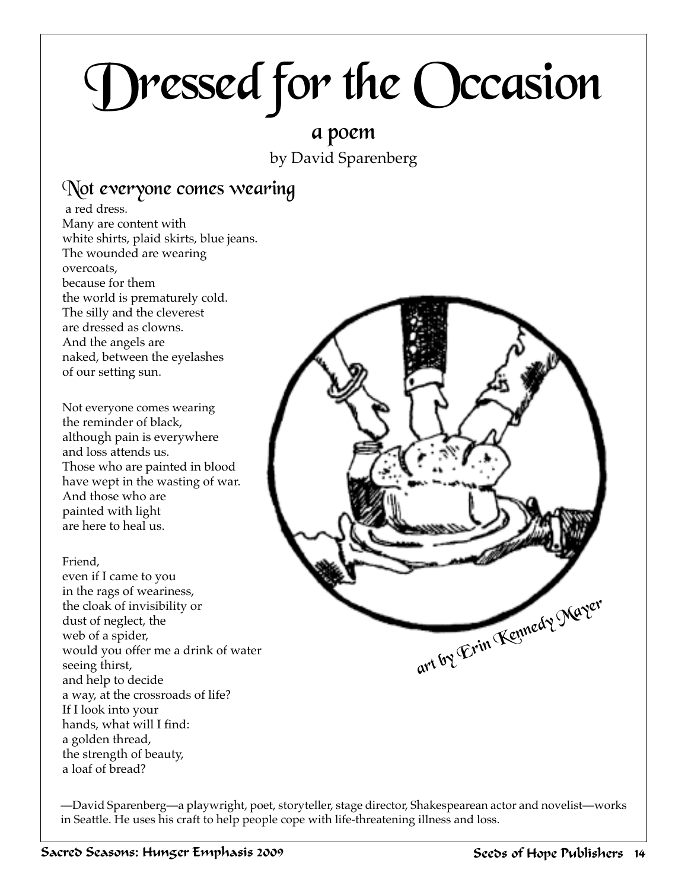# Dressed for the Occasion

## a poem

by David Sparenberg

**Not everyone comes wearing**
a red dress.
Many are content with
white shirts, plaid skirts, blue jeans.
The wounded are wearing
overcoats,
because for them
the world is prematurely cold.
The silly and the cleverest
are dressed as clowns.
And the angels are
naked, between the eyelashes
of our setting sun.

Not everyone comes wearing
the reminder of black,
although pain is everywhere
and loss attends us.
Those who are painted in blood
have wept in the wasting of war.
And those who are
painted with light
are here to heal us.

Friend,
even if I came to you
in the rags of weariness,
the cloak of invisibility or
dust of neglect, the
web of a spider,
would you offer me a drink of water
seeing thirst,
and help to decide
a way, at the crossroads of life?
If I look into your
hands, what will I find:
a golden thread,
the strength of beauty,
a loaf of bread?

art by Erin Kennedy Mayer

—David Sparenberg—a playwright, poet, storyteller, stage director, Shakespearean actor and novelist—works in Seattle. He uses his craft to help people cope with life-threatening illness and loss.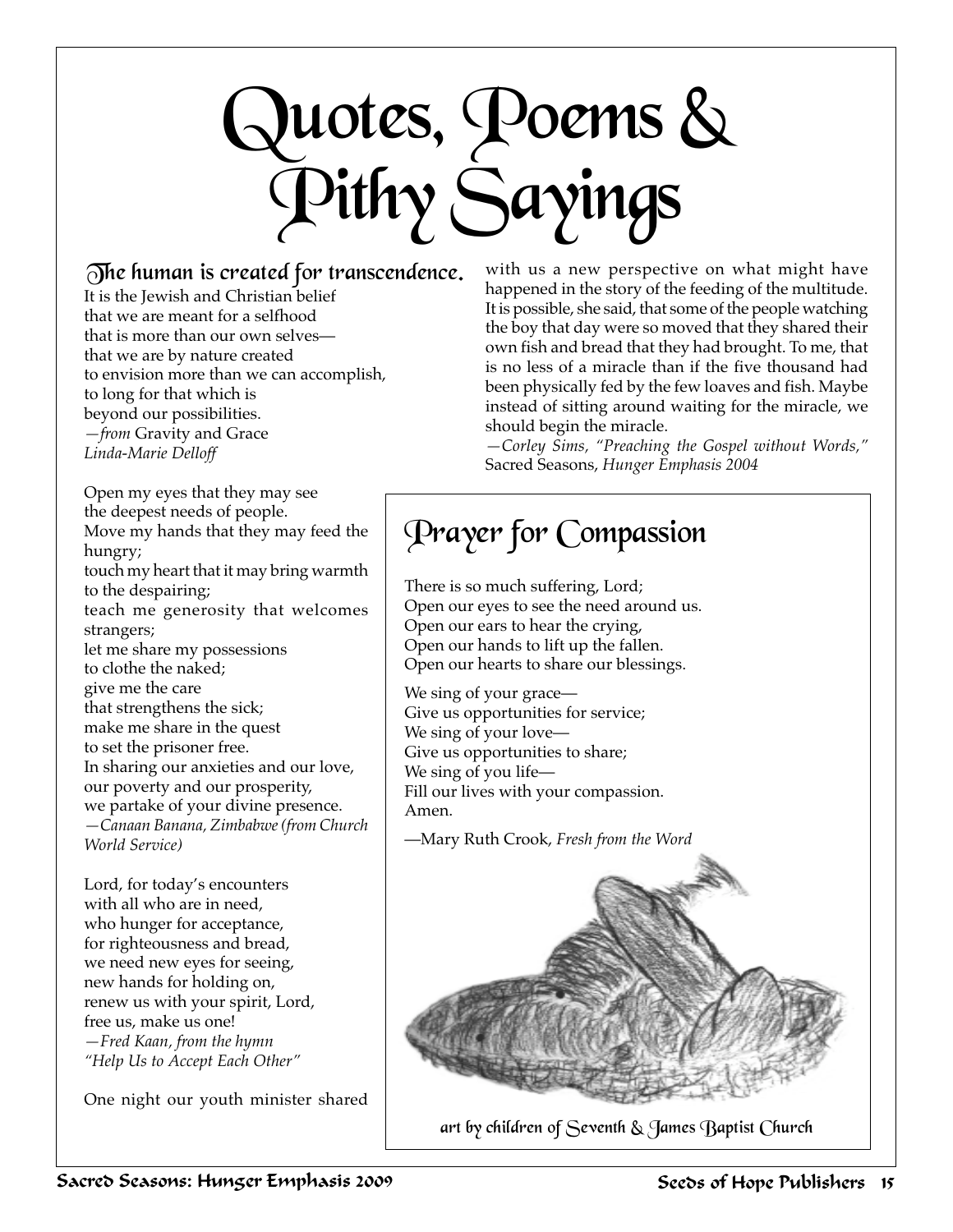# Quotes, Poems & Pithy Sayings

### The human is created for transcendence.

It is the Jewish and Christian belief
that we are meant for a selfhood
that is more than our own selves—
that we are by nature created
to envision more than we can accomplish,
to long for that which is
beyond our possibilities.
*—from* Gravity and Grace
*Linda-Marie Delloff*

Open my eyes that they may see
the deepest needs of people.
Move my hands that they may feed the hungry;
touch my heart that it may bring warmth to the despairing;
teach me generosity that welcomes strangers;
let me share my possessions
to clothe the naked;
give me the care
that strengthens the sick;
make me share in the quest
to set the prisoner free.
In sharing our anxieties and our love,
our poverty and our prosperity,
we partake of your divine presence.
*—Canaan Banana, Zimbabwe (from Church World Service)*

Lord, for today's encounters
with all who are in need,
who hunger for acceptance,
for righteousness and bread,
we need new eyes for seeing,
new hands for holding on,
renew us with your spirit, Lord,
free us, make us one!
*—Fred Kaan, from the hymn "Help Us to Accept Each Other"*

One night our youth minister shared with us a new perspective on what might have happened in the story of the feeding of the multitude. It is possible, she said, that some of the people watching the boy that day were so moved that they shared their own fish and bread that they had brought. To me, that is no less of a miracle than if the five thousand had been physically fed by the few loaves and fish. Maybe instead of sitting around waiting for the miracle, we should begin the miracle.
*—Corley Sims, "Preaching the Gospel without Words,"* Sacred Seasons, *Hunger Emphasis 2004*

## Prayer for Compassion

There is so much suffering, Lord;
Open our eyes to see the need around us.
Open our ears to hear the crying,
Open our hands to lift up the fallen.
Open our hearts to share our blessings.

We sing of your grace—
Give us opportunities for service;
We sing of your love—
Give us opportunities to share;
We sing of you life—
Fill our lives with your compassion.
Amen.

—Mary Ruth Crook, *Fresh from the Word*

art by children of Seventh & James Baptist Church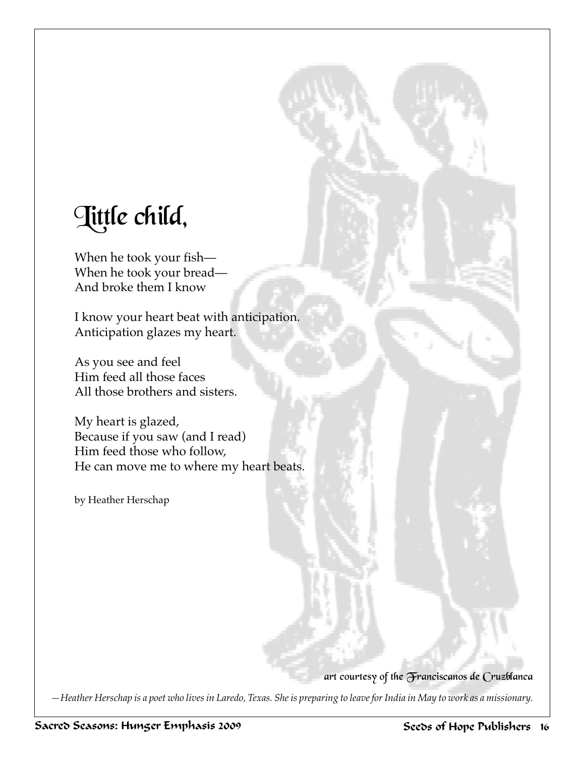# Little child,

When he took your fish—
When he took your bread—
And broke them I know

I know your heart beat with anticipation.
Anticipation glazes my heart.

As you see and feel
Him feed all those faces
All those brothers and sisters.

My heart is glazed,
Because if you saw (and I read)
Him feed those who follow,
He can move me to where my heart beats.

by Heather Herschap

art courtesy of the Franciscanos de Cruzblanca

*—Heather Herschap is a poet who lives in Laredo, Texas. She is preparing to leave for India in May to work as a missionary.*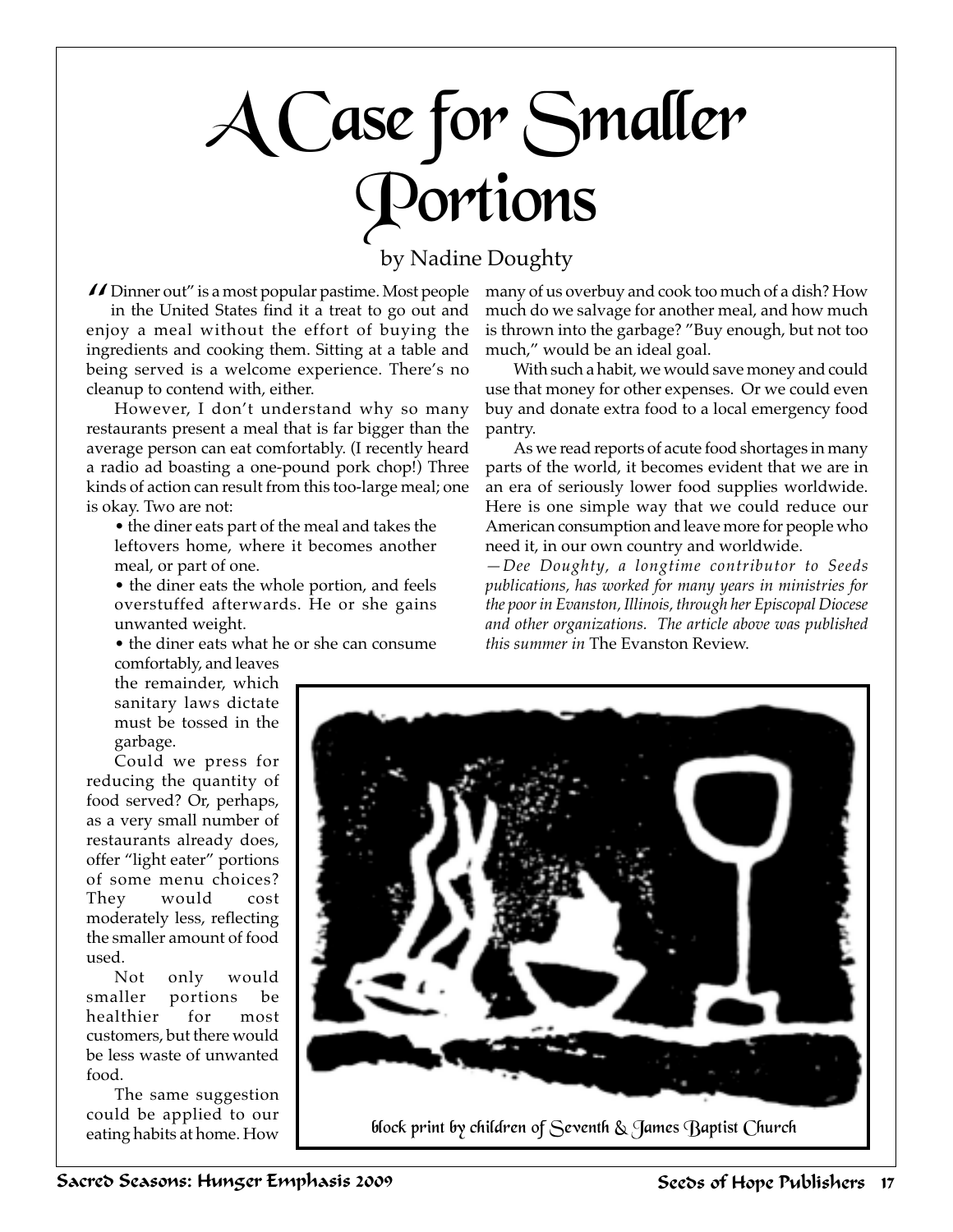# A Case for Smaller Portions

by Nadine Doughty

"Dinner out" is a most popular pastime. Most people in the United States find it a treat to go out and enjoy a meal without the effort of buying the ingredients and cooking them. Sitting at a table and being served is a welcome experience. There's no cleanup to contend with, either.

However, I don't understand why so many restaurants present a meal that is far bigger than the average person can eat comfortably. (I recently heard a radio ad boasting a one-pound pork chop!) Three kinds of action can result from this too-large meal; one is okay. Two are not:

- the diner eats part of the meal and takes the leftovers home, where it becomes another meal, or part of one.
- the diner eats the whole portion, and feels overstuffed afterwards. He or she gains unwanted weight.
- the diner eats what he or she can consume comfortably, and leaves the remainder, which sanitary laws dictate must be tossed in the garbage.

Could we press for reducing the quantity of food served? Or, perhaps, as a very small number of restaurants already does, offer "light eater" portions of some menu choices? They would cost moderately less, reflecting the smaller amount of food used.

Not only would smaller portions be healthier for most customers, but there would be less waste of unwanted food.

The same suggestion could be applied to our eating habits at home. How many of us overbuy and cook too much of a dish? How much do we salvage for another meal, and how much is thrown into the garbage? "Buy enough, but not too much," would be an ideal goal.

With such a habit, we would save money and could use that money for other expenses. Or we could even buy and donate extra food to a local emergency food pantry.

As we read reports of acute food shortages in many parts of the world, it becomes evident that we are in an era of seriously lower food supplies worldwide. Here is one simple way that we could reduce our American consumption and leave more for people who need it, in our own country and worldwide.

*—Dee Doughty, a longtime contributor to Seeds publications, has worked for many years in ministries for the poor in Evanston, Illinois, through her Episcopal Diocese and other organizations. The article above was published this summer in* The Evanston Review.

block print by children of Seventh & James Baptist Church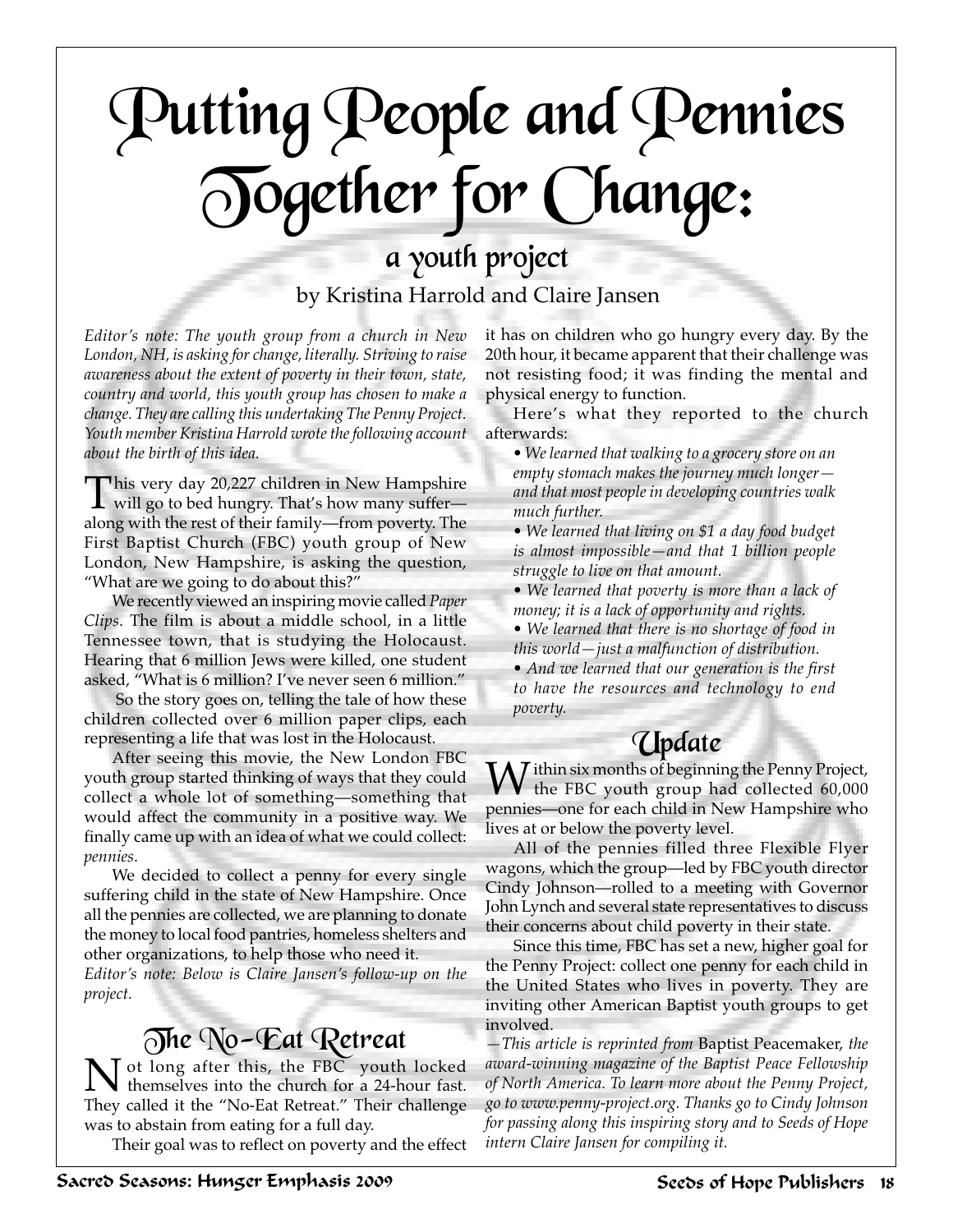# Putting People and Pennies Together for Change:

## a youth project

by Kristina Harrold and Claire Jansen

*Editor's note: The youth group from a church in New London, NH, is asking for change, literally. Striving to raise awareness about the extent of poverty in their town, state, country and world, this youth group has chosen to make a change. They are calling this undertaking The Penny Project. Youth member Kristina Harrold wrote the following account about the birth of this idea.*

This very day 20,227 children in New Hampshire will go to bed hungry. That's how many suffer—along with the rest of their family—from poverty. The First Baptist Church (FBC) youth group of New London, New Hampshire, is asking the question, "What are we going to do about this?"

We recently viewed an inspiring movie called *Paper Clips*. The film is about a middle school, in a little Tennessee town, that is studying the Holocaust. Hearing that 6 million Jews were killed, one student asked, "What is 6 million? I've never seen 6 million."

So the story goes on, telling the tale of how these children collected over 6 million paper clips, each representing a life that was lost in the Holocaust.

After seeing this movie, the New London FBC youth group started thinking of ways that they could collect a whole lot of something—something that would affect the community in a positive way. We finally came up with an idea of what we could collect: *pennies*.

We decided to collect a penny for every single suffering child in the state of New Hampshire. Once all the pennies are collected, we are planning to donate the money to local food pantries, homeless shelters and other organizations, to help those who need it.

*Editor's note: Below is Claire Jansen's follow-up on the project.*

## The No-Eat Retreat

Not long after this, the FBC youth locked themselves into the church for a 24-hour fast. They called it the "No-Eat Retreat." Their challenge was to abstain from eating for a full day.

Their goal was to reflect on poverty and the effect it has on children who go hungry every day. By the 20th hour, it became apparent that their challenge was not resisting food; it was finding the mental and physical energy to function.

Here's what they reported to the church afterwards:

- *We learned that walking to a grocery store on an empty stomach makes the journey much longer—and that most people in developing countries walk much further.*
- *We learned that living on $1 a day food budget is almost impossible—and that 1 billion people struggle to live on that amount.*
- *We learned that poverty is more than a lack of money; it is a lack of opportunity and rights.*
- *We learned that there is no shortage of food in this world—just a malfunction of distribution.*
- *And we learned that our generation is the first to have the resources and technology to end poverty.*

## Update

Within six months of beginning the Penny Project, the FBC youth group had collected 60,000 pennies—one for each child in New Hampshire who lives at or below the poverty level.

All of the pennies filled three Flexible Flyer wagons, which the group—led by FBC youth director Cindy Johnson—rolled to a meeting with Governor John Lynch and several state representatives to discuss their concerns about child poverty in their state.

Since this time, FBC has set a new, higher goal for the Penny Project: collect one penny for each child in the United States who lives in poverty. They are inviting other American Baptist youth groups to get involved.

*—This article is reprinted from* Baptist Peacemaker, *the award-winning magazine of the Baptist Peace Fellowship of North America. To learn more about the Penny Project, go to www.penny-project.org. Thanks go to Cindy Johnson for passing along this inspiring story and to Seeds of Hope intern Claire Jansen for compiling it.*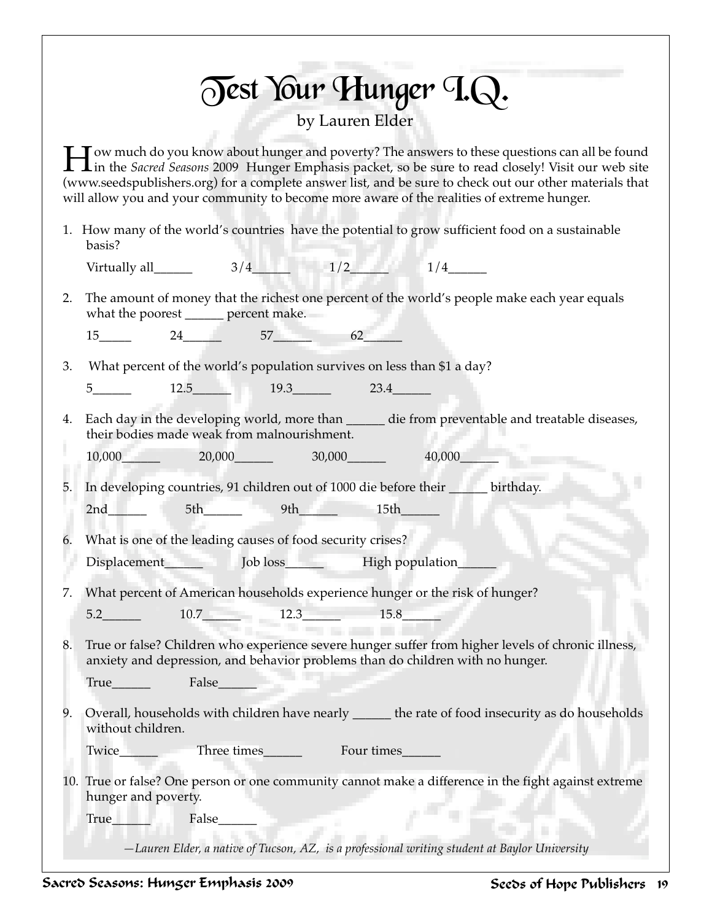# Test Your Hunger I.Q.

by Lauren Elder

How much do you know about hunger and poverty? The answers to these questions can all be found in the *Sacred Seasons* 2009 Hunger Emphasis packet, so be sure to read closely! Visit our web site (www.seedspublishers.org) for a complete answer list, and be sure to check out our other materials that will allow you and your community to become more aware of the realities of extreme hunger.

1. How many of the world's countries have the potential to grow sufficient food on a sustainable basis?

   Virtually all______ 3/4______ 1/2______ 1/4______

2. The amount of money that the richest one percent of the world's people make each year equals what the poorest ______ percent make.

   15_____ 24______ 57______ 62______

3. What percent of the world's population survives on less than $1 a day?

   5______ 12.5______ 19.3______ 23.4______

4. Each day in the developing world, more than ______ die from preventable and treatable diseases, their bodies made weak from malnourishment.

   10,000______ 20,000______ 30,000______ 40,000______

5. In developing countries, 91 children out of 1000 die before their ______ birthday.

   2nd______ 5th______ 9th______ 15th______

6. What is one of the leading causes of food security crises?

   Displacement______ Job loss______ High population______

7. What percent of American households experience hunger or the risk of hunger?

   5.2______ 10.7______ 12.3______ 15.8______

8. True or false? Children who experience severe hunger suffer from higher levels of chronic illness, anxiety and depression, and behavior problems than do children with no hunger.

   True______ False______

9. Overall, households with children have nearly ______ the rate of food insecurity as do households without children.

   Twice______ Three times______ Four times______

10. True or false? One person or one community cannot make a difference in the fight against extreme hunger and poverty.

    True______ False______

*—Lauren Elder, a native of Tucson, AZ, is a professional writing student at Baylor University*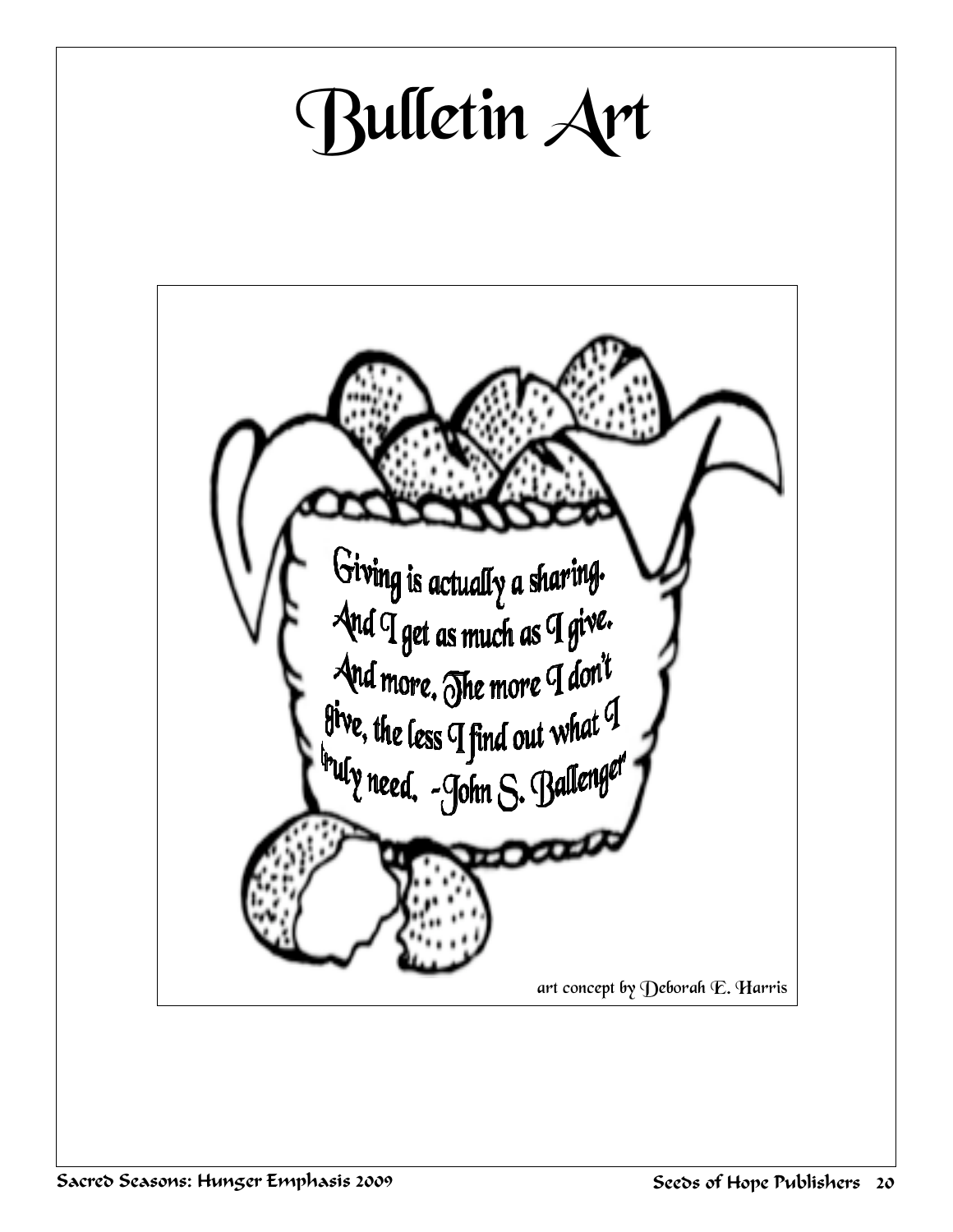# Bulletin Art

Giving is actually a sharing. And I get as much as I give. And more. The more I don't give, the less I find out what I truly need. -John S. Ballenger

art concept by Deborah E. Harris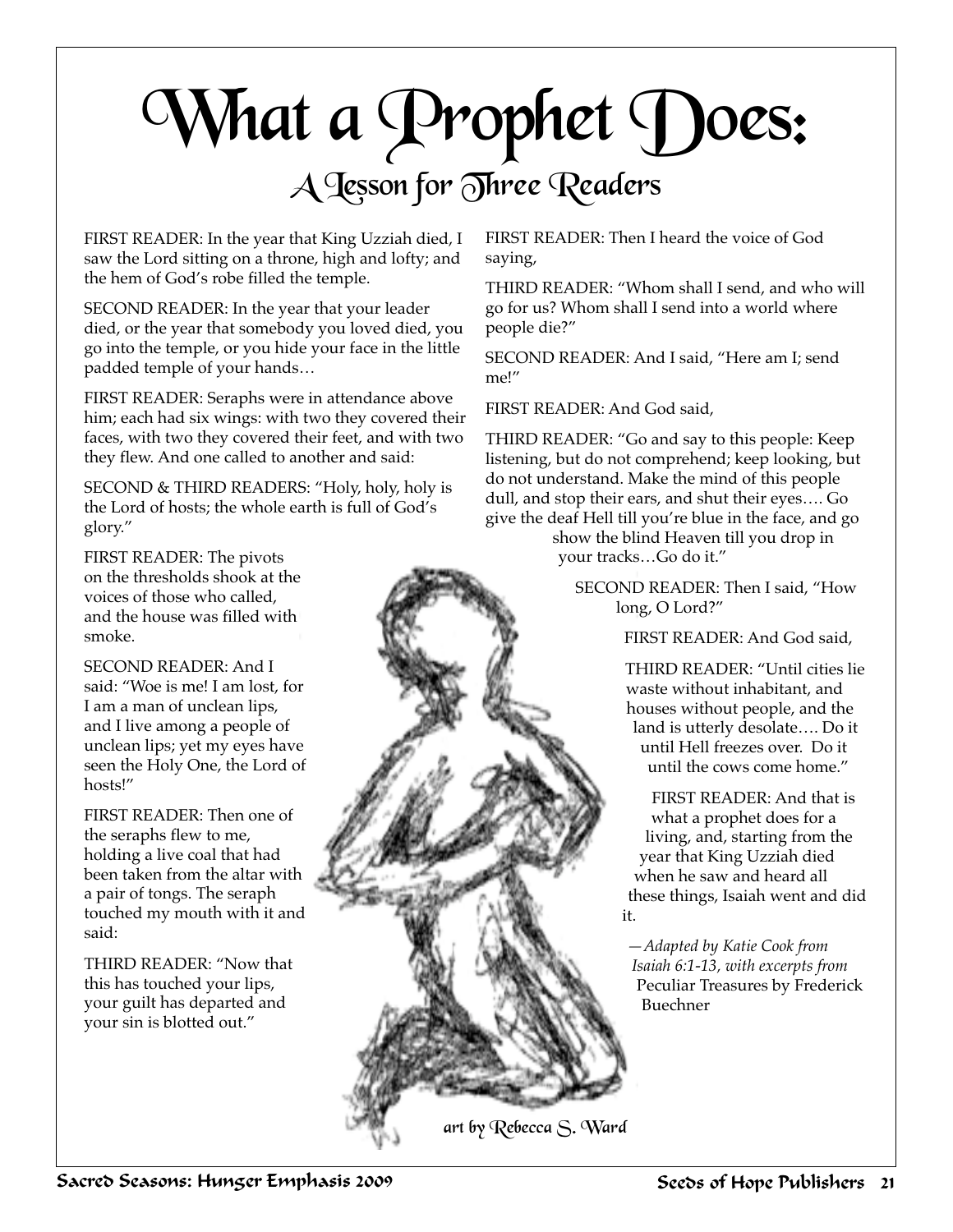# What a Prophet Does:

## A Lesson for Three Readers

FIRST READER: In the year that King Uzziah died, I saw the Lord sitting on a throne, high and lofty; and the hem of God's robe filled the temple.

SECOND READER: In the year that your leader died, or the year that somebody you loved died, you go into the temple, or you hide your face in the little padded temple of your hands…

FIRST READER: Seraphs were in attendance above him; each had six wings: with two they covered their faces, with two they covered their feet, and with two they flew. And one called to another and said:

SECOND & THIRD READERS: "Holy, holy, holy is the Lord of hosts; the whole earth is full of God's glory."

FIRST READER: The pivots on the thresholds shook at the voices of those who called, and the house was filled with smoke.

SECOND READER: And I said: "Woe is me! I am lost, for I am a man of unclean lips, and I live among a people of unclean lips; yet my eyes have seen the Holy One, the Lord of hosts!"

FIRST READER: Then one of the seraphs flew to me, holding a live coal that had been taken from the altar with a pair of tongs. The seraph touched my mouth with it and said:

THIRD READER: "Now that this has touched your lips, your guilt has departed and your sin is blotted out."

FIRST READER: Then I heard the voice of God saying,

THIRD READER: "Whom shall I send, and who will go for us? Whom shall I send into a world where people die?"

SECOND READER: And I said, "Here am I; send me!"

FIRST READER: And God said,

THIRD READER: "Go and say to this people: Keep listening, but do not comprehend; keep looking, but do not understand. Make the mind of this people dull, and stop their ears, and shut their eyes…. Go give the deaf Hell till you're blue in the face, and go show the blind Heaven till you drop in your tracks…Go do it."

SECOND READER: Then I said, "How long, O Lord?"

FIRST READER: And God said,

THIRD READER: "Until cities lie waste without inhabitant, and houses without people, and the land is utterly desolate…. Do it until Hell freezes over. Do it until the cows come home."

FIRST READER: And that is what a prophet does for a living, and, starting from the year that King Uzziah died when he saw and heard all these things, Isaiah went and did it.

*—Adapted by Katie Cook from Isaiah 6:1-13, with excerpts from* Peculiar Treasures by Frederick Buechner

art by Rebecca S. Ward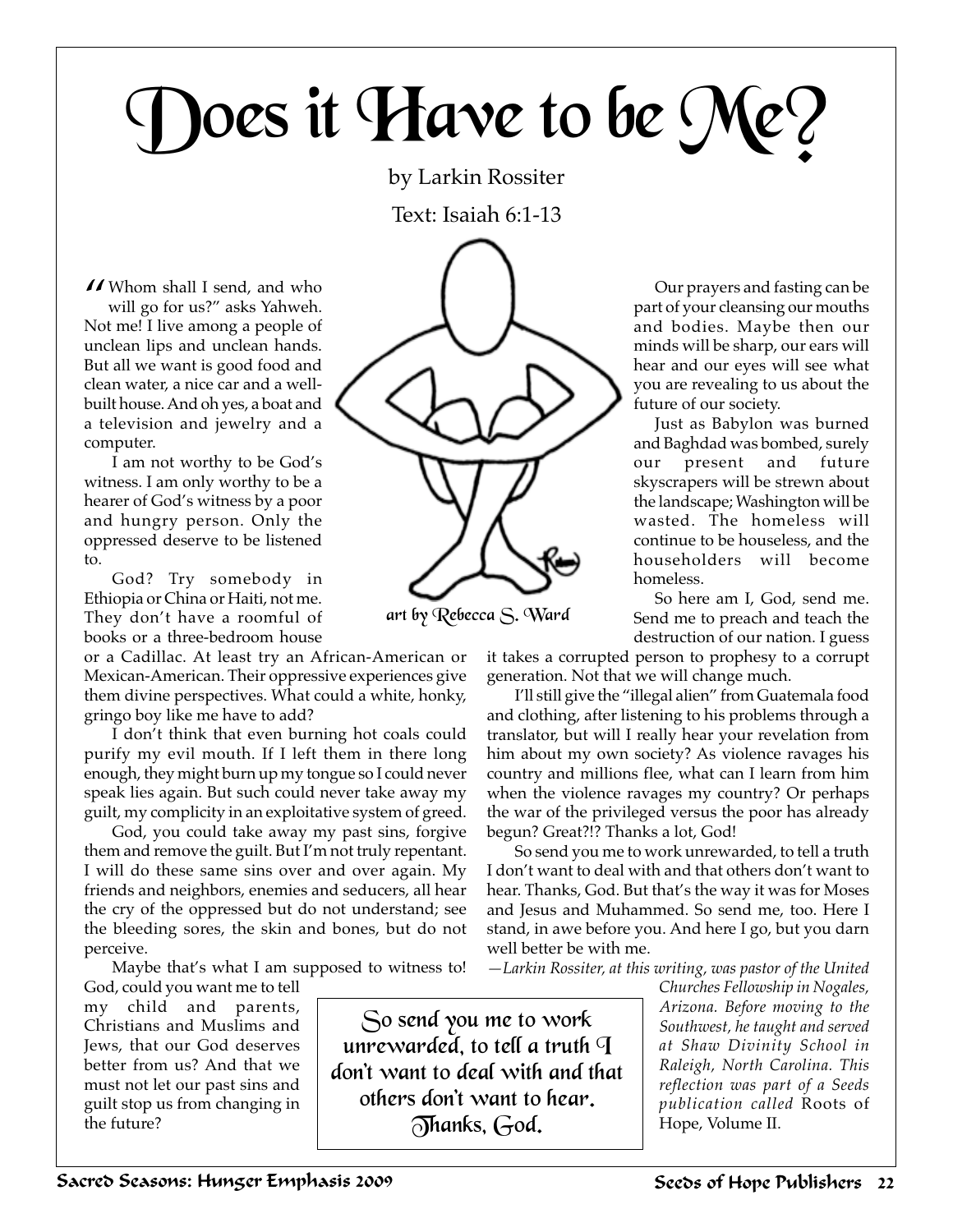# Does it Have to be Me?

by Larkin Rossiter

Text: Isaiah 6:1-13

"Whom shall I send, and who will go for us?" asks Yahweh. Not me! I live among a people of unclean lips and unclean hands. But all we want is good food and clean water, a nice car and a well-built house. And oh yes, a boat and a television and jewelry and a computer.

I am not worthy to be God's witness. I am only worthy to be a hearer of God's witness by a poor and hungry person. Only the oppressed deserve to be listened to.

God? Try somebody in Ethiopia or China or Haiti, not me. They don't have a roomful of books or a three-bedroom house or a Cadillac. At least try an African-American or Mexican-American. Their oppressive experiences give them divine perspectives. What could a white, honky, gringo boy like me have to add?

I don't think that even burning hot coals could purify my evil mouth. If I left them in there long enough, they might burn up my tongue so I could never speak lies again. But such could never take away my guilt, my complicity in an exploitative system of greed.

God, you could take away my past sins, forgive them and remove the guilt. But I'm not truly repentant. I will do these same sins over and over again. My friends and neighbors, enemies and seducers, all hear the cry of the oppressed but do not understand; see the bleeding sores, the skin and bones, but do not perceive.

Maybe that's what I am supposed to witness to! God, could you want me to tell my child and parents, Christians and Muslims and Jews, that our God deserves better from us? And that we must not let our past sins and guilt stop us from changing in the future?

art by Rebecca S. Ward

Our prayers and fasting can be part of your cleansing our mouths and bodies. Maybe then our minds will be sharp, our ears will hear and our eyes will see what you are revealing to us about the future of our society.

Just as Babylon was burned and Baghdad was bombed, surely our present and future skyscrapers will be strewn about the landscape; Washington will be wasted. The homeless will continue to be houseless, and the householders will become homeless.

So here am I, God, send me. Send me to preach and teach the destruction of our nation. I guess it takes a corrupted person to prophesy to a corrupt generation. Not that we will change much.

I'll still give the "illegal alien" from Guatemala food and clothing, after listening to his problems through a translator, but will I really hear your revelation from him about my own society? As violence ravages his country and millions flee, what can I learn from him when the violence ravages my country? Or perhaps the war of the privileged versus the poor has already begun? Great?!? Thanks a lot, God!

So send you me to work unrewarded, to tell a truth I don't want to deal with and that others don't want to hear. Thanks, God. But that's the way it was for Moses and Jesus and Muhammed. So send me, too. Here I stand, in awe before you. And here I go, but you darn well better be with me.

> So send you me to work unrewarded, to tell a truth I don't want to deal with and that others don't want to hear. Thanks, God.

*—Larkin Rossiter, at this writing, was pastor of the United Churches Fellowship in Nogales, Arizona. Before moving to the Southwest, he taught and served at Shaw Divinity School in Raleigh, North Carolina. This reflection was part of a Seeds publication called* Roots of Hope, Volume II.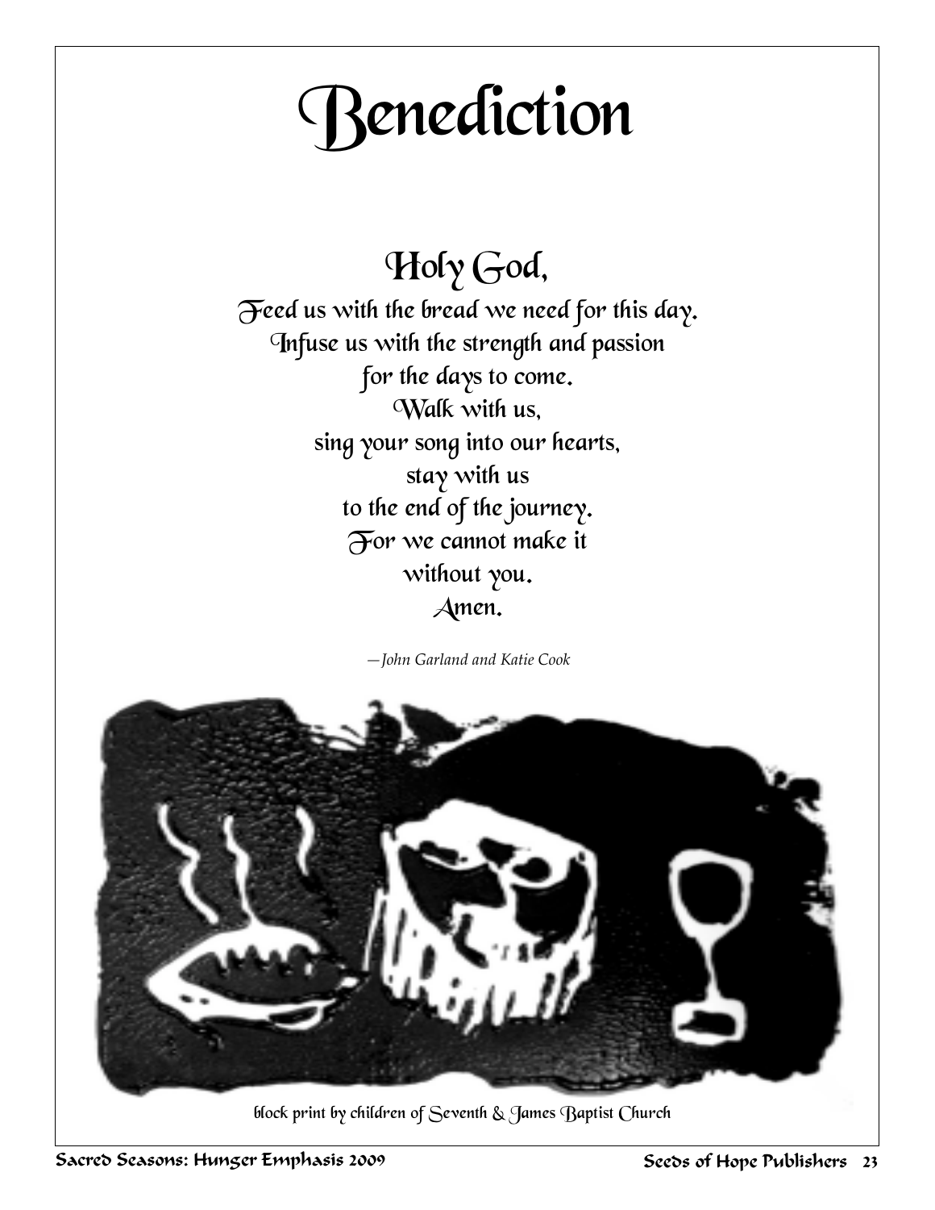# Benediction

## Holy God,

Feed us with the bread we need for this day.
Infuse us with the strength and passion
for the days to come.
Walk with us,
sing your song into our hearts,
stay with us
to the end of the journey.
For we cannot make it
without you.
Amen.

*—John Garland and Katie Cook*

block print by children of Seventh & James Baptist Church